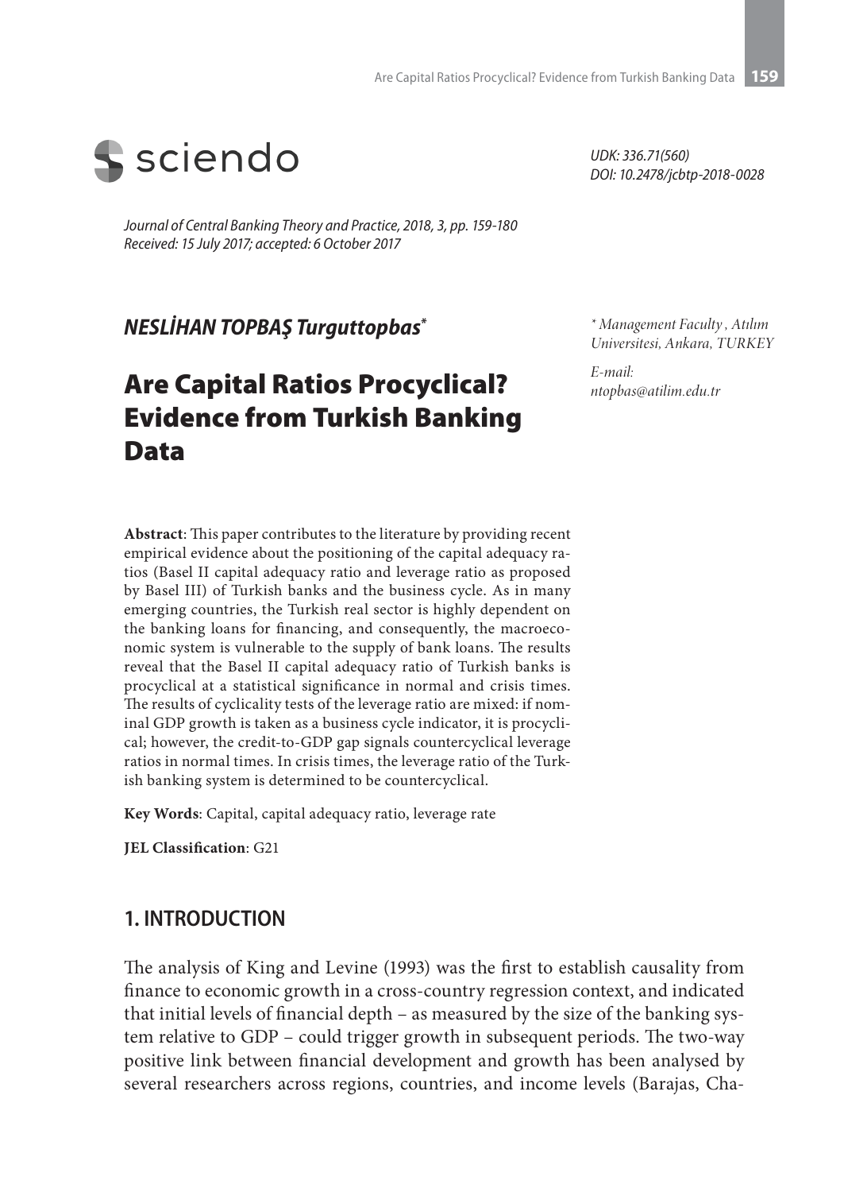sciendo

*UDK: 336.71(560)*
*DOI: 10.2478/jcbtp-2018-0028*

*Journal of Central Banking Theory and Practice, 2018, 3, pp. 159-180*
*Received: 15 July 2017; accepted: 6 October 2017*

***NESLİHAN TOPBAŞ Turguttopbas****

*\* Management Faculty , Atılım Universitesi, Ankara, TURKEY*

*E-mail:*
*ntopbas@atilim.edu.tr*

# Are Capital Ratios Procyclical? Evidence from Turkish Banking Data

**Abstract**: This paper contributes to the literature by providing recent empirical evidence about the positioning of the capital adequacy ratios (Basel II capital adequacy ratio and leverage ratio as proposed by Basel III) of Turkish banks and the business cycle. As in many emerging countries, the Turkish real sector is highly dependent on the banking loans for financing, and consequently, the macroeconomic system is vulnerable to the supply of bank loans. The results reveal that the Basel II capital adequacy ratio of Turkish banks is procyclical at a statistical significance in normal and crisis times. The results of cyclicality tests of the leverage ratio are mixed: if nominal GDP growth is taken as a business cycle indicator, it is procyclical; however, the credit-to-GDP gap signals countercyclical leverage ratios in normal times. In crisis times, the leverage ratio of the Turkish banking system is determined to be countercyclical.

**Key Words**: Capital, capital adequacy ratio, leverage rate

**JEL Classification**: G21

## 1. INTRODUCTION

The analysis of King and Levine (1993) was the first to establish causality from finance to economic growth in a cross-country regression context, and indicated that initial levels of financial depth – as measured by the size of the banking system relative to GDP – could trigger growth in subsequent periods. The two-way positive link between financial development and growth has been analysed by several researchers across regions, countries, and income levels (Barajas, Cha-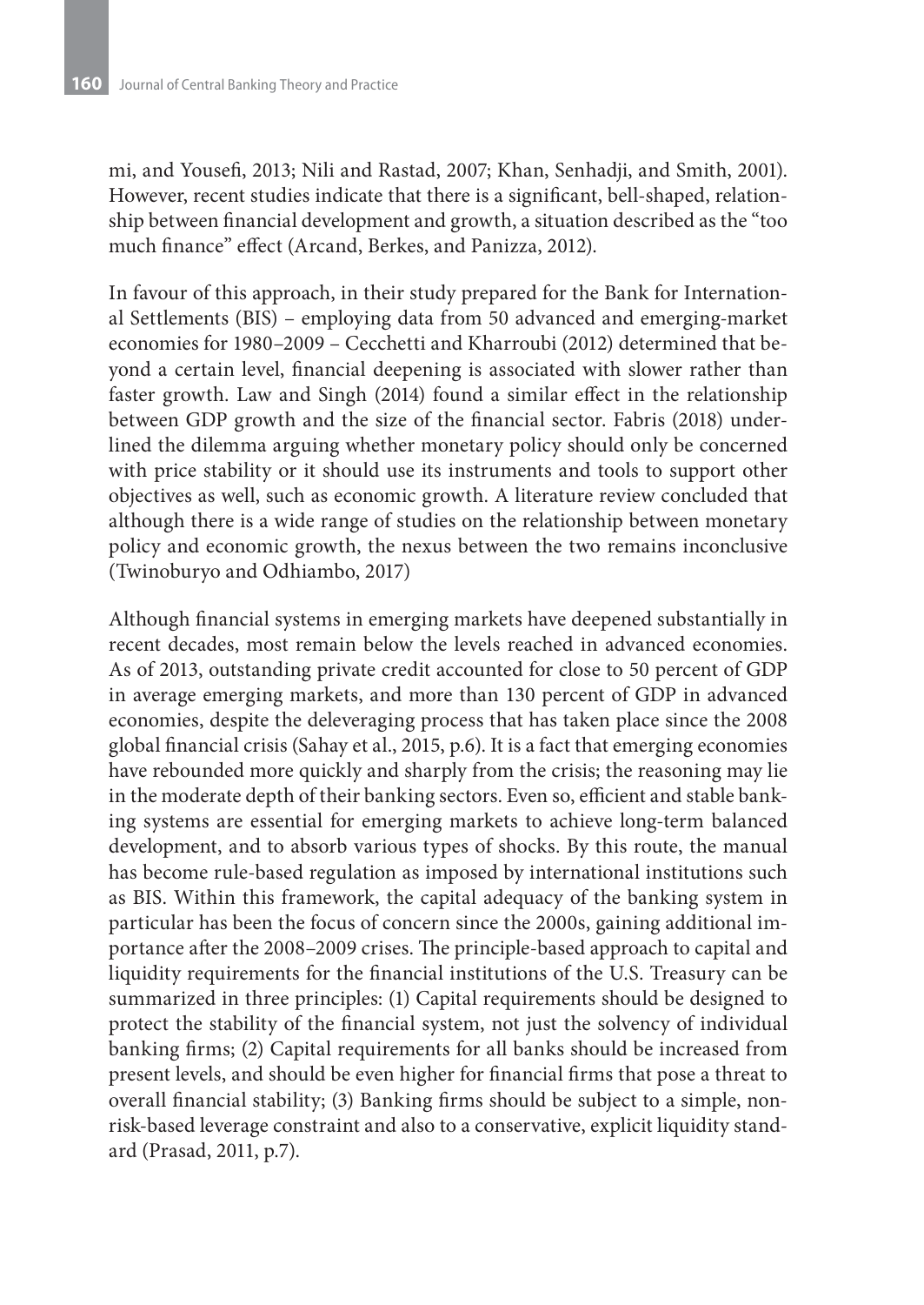mi, and Yousefi, 2013; Nili and Rastad, 2007; Khan, Senhadji, and Smith, 2001). However, recent studies indicate that there is a significant, bell-shaped, relationship between financial development and growth, a situation described as the "too much finance" effect (Arcand, Berkes, and Panizza, 2012).

In favour of this approach, in their study prepared for the Bank for International Settlements (BIS) – employing data from 50 advanced and emerging-market economies for 1980–2009 – Cecchetti and Kharroubi (2012) determined that beyond a certain level, financial deepening is associated with slower rather than faster growth. Law and Singh (2014) found a similar effect in the relationship between GDP growth and the size of the financial sector. Fabris (2018) underlined the dilemma arguing whether monetary policy should only be concerned with price stability or it should use its instruments and tools to support other objectives as well, such as economic growth. A literature review concluded that although there is a wide range of studies on the relationship between monetary policy and economic growth, the nexus between the two remains inconclusive (Twinoburyo and Odhiambo, 2017)

Although financial systems in emerging markets have deepened substantially in recent decades, most remain below the levels reached in advanced economies. As of 2013, outstanding private credit accounted for close to 50 percent of GDP in average emerging markets, and more than 130 percent of GDP in advanced economies, despite the deleveraging process that has taken place since the 2008 global financial crisis (Sahay et al., 2015, p.6). It is a fact that emerging economies have rebounded more quickly and sharply from the crisis; the reasoning may lie in the moderate depth of their banking sectors. Even so, efficient and stable banking systems are essential for emerging markets to achieve long-term balanced development, and to absorb various types of shocks. By this route, the manual has become rule-based regulation as imposed by international institutions such as BIS. Within this framework, the capital adequacy of the banking system in particular has been the focus of concern since the 2000s, gaining additional importance after the 2008–2009 crises. The principle-based approach to capital and liquidity requirements for the financial institutions of the U.S. Treasury can be summarized in three principles: (1) Capital requirements should be designed to protect the stability of the financial system, not just the solvency of individual banking firms; (2) Capital requirements for all banks should be increased from present levels, and should be even higher for financial firms that pose a threat to overall financial stability; (3) Banking firms should be subject to a simple, non-risk-based leverage constraint and also to a conservative, explicit liquidity standard (Prasad, 2011, p.7).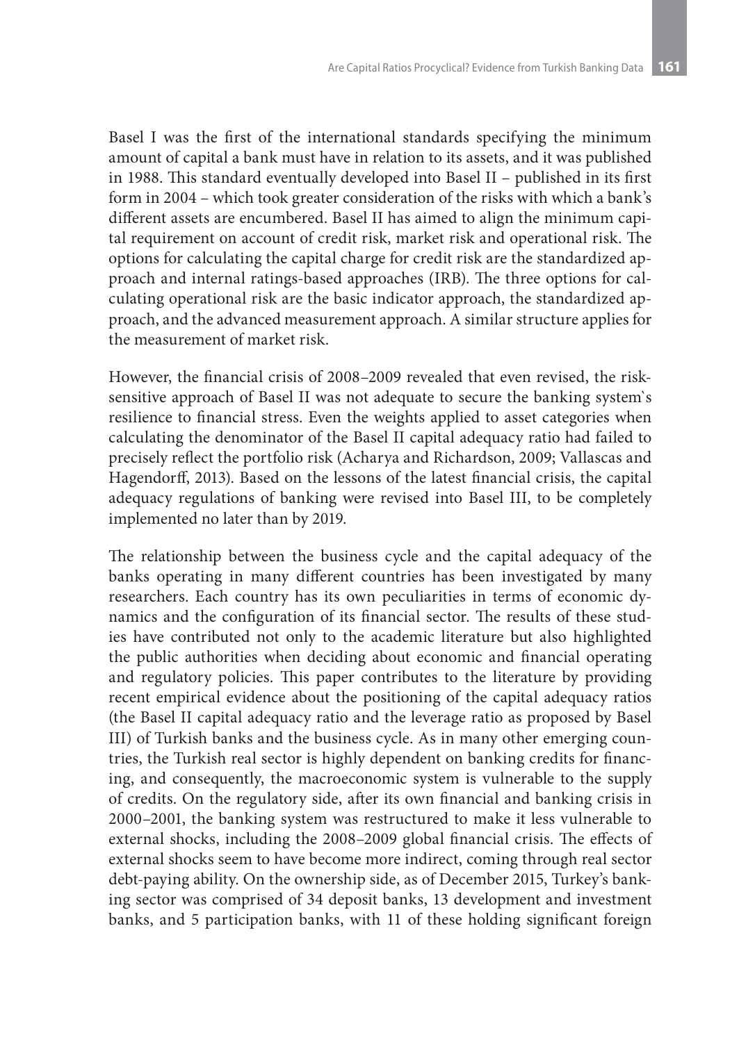Basel I was the first of the international standards specifying the minimum amount of capital a bank must have in relation to its assets, and it was published in 1988. This standard eventually developed into Basel II – published in its first form in 2004 – which took greater consideration of the risks with which a bank's different assets are encumbered. Basel II has aimed to align the minimum capital requirement on account of credit risk, market risk and operational risk. The options for calculating the capital charge for credit risk are the standardized approach and internal ratings-based approaches (IRB). The three options for calculating operational risk are the basic indicator approach, the standardized approach, and the advanced measurement approach. A similar structure applies for the measurement of market risk.

However, the financial crisis of 2008–2009 revealed that even revised, the risk-sensitive approach of Basel II was not adequate to secure the banking system`s resilience to financial stress. Even the weights applied to asset categories when calculating the denominator of the Basel II capital adequacy ratio had failed to precisely reflect the portfolio risk (Acharya and Richardson, 2009; Vallascas and Hagendorff, 2013). Based on the lessons of the latest financial crisis, the capital adequacy regulations of banking were revised into Basel III, to be completely implemented no later than by 2019.

The relationship between the business cycle and the capital adequacy of the banks operating in many different countries has been investigated by many researchers. Each country has its own peculiarities in terms of economic dynamics and the configuration of its financial sector. The results of these studies have contributed not only to the academic literature but also highlighted the public authorities when deciding about economic and financial operating and regulatory policies. This paper contributes to the literature by providing recent empirical evidence about the positioning of the capital adequacy ratios (the Basel II capital adequacy ratio and the leverage ratio as proposed by Basel III) of Turkish banks and the business cycle. As in many other emerging countries, the Turkish real sector is highly dependent on banking credits for financing, and consequently, the macroeconomic system is vulnerable to the supply of credits. On the regulatory side, after its own financial and banking crisis in 2000–2001, the banking system was restructured to make it less vulnerable to external shocks, including the 2008–2009 global financial crisis. The effects of external shocks seem to have become more indirect, coming through real sector debt-paying ability. On the ownership side, as of December 2015, Turkey's banking sector was comprised of 34 deposit banks, 13 development and investment banks, and 5 participation banks, with 11 of these holding significant foreign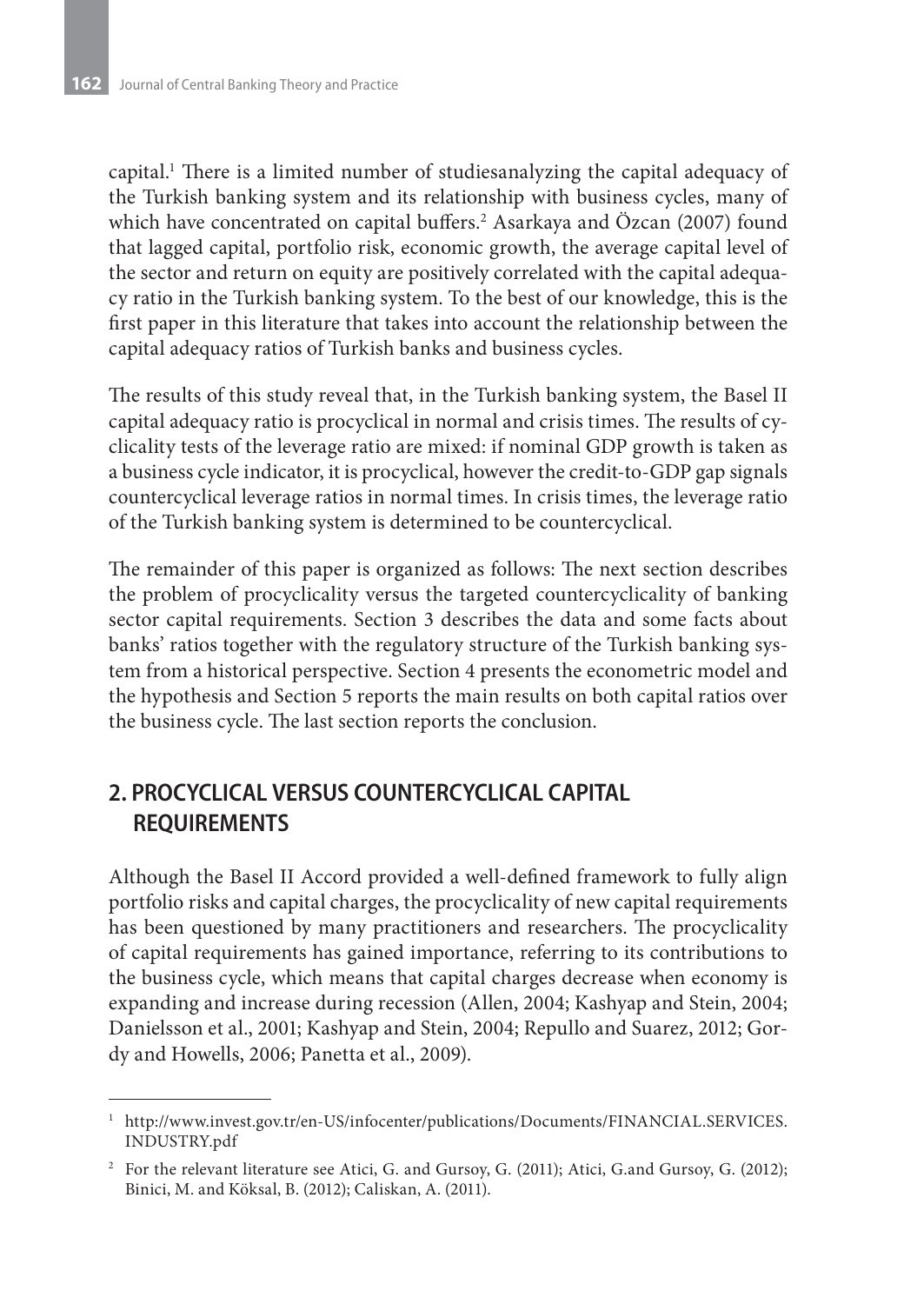capital.[1] There is a limited number of studiesanalyzing the capital adequacy of the Turkish banking system and its relationship with business cycles, many of which have concentrated on capital buffers.[2] Asarkaya and Özcan (2007) found that lagged capital, portfolio risk, economic growth, the average capital level of the sector and return on equity are positively correlated with the capital adequacy ratio in the Turkish banking system. To the best of our knowledge, this is the first paper in this literature that takes into account the relationship between the capital adequacy ratios of Turkish banks and business cycles.

The results of this study reveal that, in the Turkish banking system, the Basel II capital adequacy ratio is procyclical in normal and crisis times. The results of cyclicality tests of the leverage ratio are mixed: if nominal GDP growth is taken as a business cycle indicator, it is procyclical, however the credit-to-GDP gap signals countercyclical leverage ratios in normal times. In crisis times, the leverage ratio of the Turkish banking system is determined to be countercyclical.

The remainder of this paper is organized as follows: The next section describes the problem of procyclicality versus the targeted countercyclicality of banking sector capital requirements. Section 3 describes the data and some facts about banks' ratios together with the regulatory structure of the Turkish banking system from a historical perspective. Section 4 presents the econometric model and the hypothesis and Section 5 reports the main results on both capital ratios over the business cycle. The last section reports the conclusion.

## 2. PROCYCLICAL VERSUS COUNTERCYCLICAL CAPITAL REQUIREMENTS

Although the Basel II Accord provided a well-defined framework to fully align portfolio risks and capital charges, the procyclicality of new capital requirements has been questioned by many practitioners and researchers. The procyclicality of capital requirements has gained importance, referring to its contributions to the business cycle, which means that capital charges decrease when economy is expanding and increase during recession (Allen, 2004; Kashyap and Stein, 2004; Danielsson et al., 2001; Kashyap and Stein, 2004; Repullo and Suarez, 2012; Gordy and Howells, 2006; Panetta et al., 2009).

---

[1] http://www.invest.gov.tr/en-US/infocenter/publications/Documents/FINANCIAL.SERVICES.INDUSTRY.pdf

[2] For the relevant literature see Atici, G. and Gursoy, G. (2011); Atici, G.and Gursoy, G. (2012); Binici, M. and Köksal, B. (2012); Caliskan, A. (2011).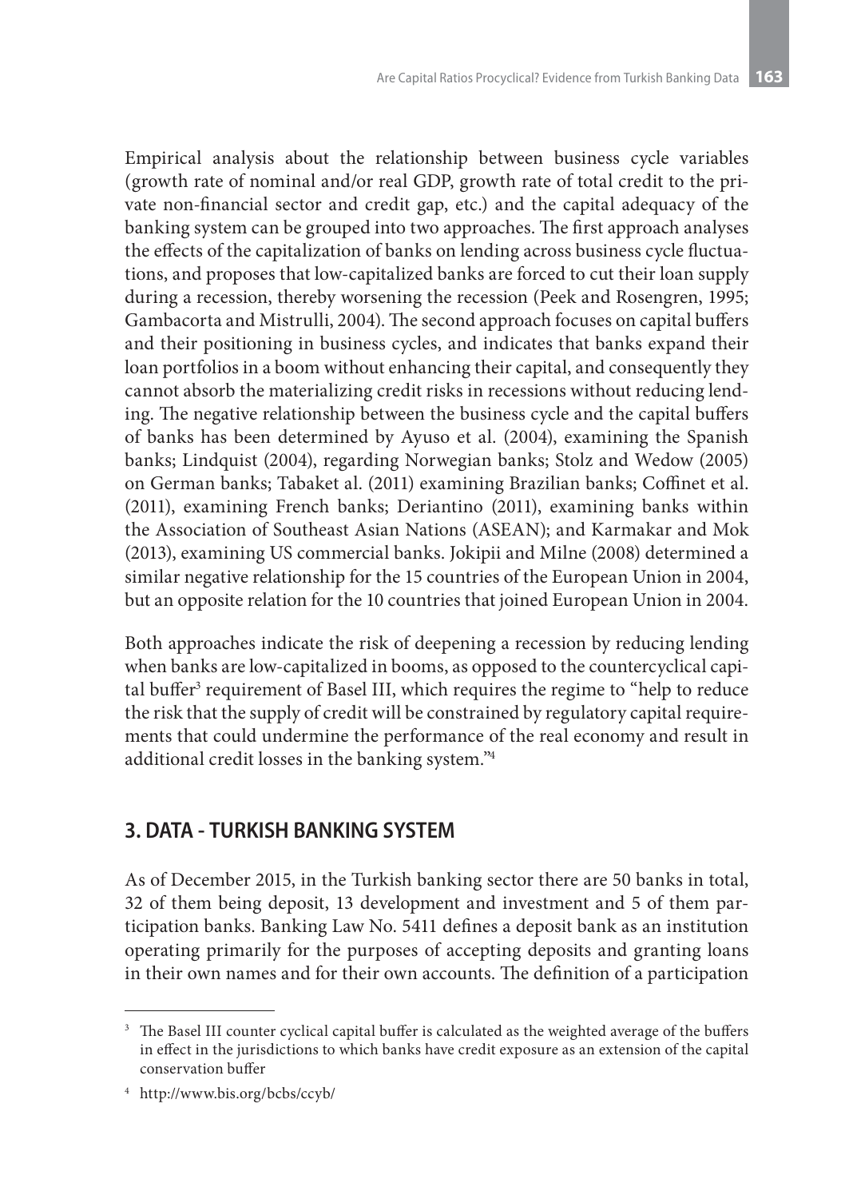Empirical analysis about the relationship between business cycle variables (growth rate of nominal and/or real GDP, growth rate of total credit to the private non-financial sector and credit gap, etc.) and the capital adequacy of the banking system can be grouped into two approaches. The first approach analyses the effects of the capitalization of banks on lending across business cycle fluctuations, and proposes that low-capitalized banks are forced to cut their loan supply during a recession, thereby worsening the recession (Peek and Rosengren, 1995; Gambacorta and Mistrulli, 2004). The second approach focuses on capital buffers and their positioning in business cycles, and indicates that banks expand their loan portfolios in a boom without enhancing their capital, and consequently they cannot absorb the materializing credit risks in recessions without reducing lending. The negative relationship between the business cycle and the capital buffers of banks has been determined by Ayuso et al. (2004), examining the Spanish banks; Lindquist (2004), regarding Norwegian banks; Stolz and Wedow (2005) on German banks; Tabaket al. (2011) examining Brazilian banks; Coffinet et al. (2011), examining French banks; Deriantino (2011), examining banks within the Association of Southeast Asian Nations (ASEAN); and Karmakar and Mok (2013), examining US commercial banks. Jokipii and Milne (2008) determined a similar negative relationship for the 15 countries of the European Union in 2004, but an opposite relation for the 10 countries that joined European Union in 2004.

Both approaches indicate the risk of deepening a recession by reducing lending when banks are low-capitalized in booms, as opposed to the countercyclical capital buffer[3] requirement of Basel III, which requires the regime to "help to reduce the risk that the supply of credit will be constrained by regulatory capital requirements that could undermine the performance of the real economy and result in additional credit losses in the banking system."[4]

## 3. DATA - TURKISH BANKING SYSTEM

As of December 2015, in the Turkish banking sector there are 50 banks in total, 32 of them being deposit, 13 development and investment and 5 of them participation banks. Banking Law No. 5411 defines a deposit bank as an institution operating primarily for the purposes of accepting deposits and granting loans in their own names and for their own accounts. The definition of a participation

---

[3] The Basel III counter cyclical capital buffer is calculated as the weighted average of the buffers in effect in the jurisdictions to which banks have credit exposure as an extension of the capital conservation buffer

[4] http://www.bis.org/bcbs/ccyb/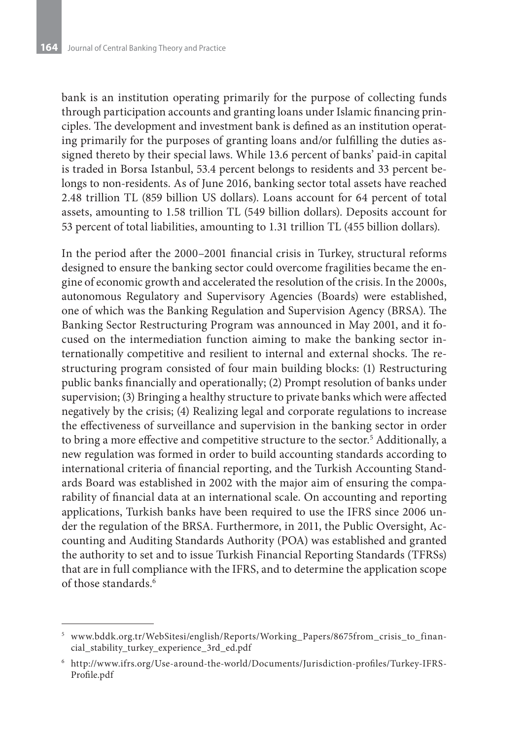bank is an institution operating primarily for the purpose of collecting funds through participation accounts and granting loans under Islamic financing principles. The development and investment bank is defined as an institution operating primarily for the purposes of granting loans and/or fulfilling the duties assigned thereto by their special laws. While 13.6 percent of banks' paid-in capital is traded in Borsa Istanbul, 53.4 percent belongs to residents and 33 percent belongs to non-residents. As of June 2016, banking sector total assets have reached 2.48 trillion TL (859 billion US dollars). Loans account for 64 percent of total assets, amounting to 1.58 trillion TL (549 billion dollars). Deposits account for 53 percent of total liabilities, amounting to 1.31 trillion TL (455 billion dollars).

In the period after the 2000–2001 financial crisis in Turkey, structural reforms designed to ensure the banking sector could overcome fragilities became the engine of economic growth and accelerated the resolution of the crisis. In the 2000s, autonomous Regulatory and Supervisory Agencies (Boards) were established, one of which was the Banking Regulation and Supervision Agency (BRSA). The Banking Sector Restructuring Program was announced in May 2001, and it focused on the intermediation function aiming to make the banking sector internationally competitive and resilient to internal and external shocks. The restructuring program consisted of four main building blocks: (1) Restructuring public banks financially and operationally; (2) Prompt resolution of banks under supervision; (3) Bringing a healthy structure to private banks which were affected negatively by the crisis; (4) Realizing legal and corporate regulations to increase the effectiveness of surveillance and supervision in the banking sector in order to bring a more effective and competitive structure to the sector.[5] Additionally, a new regulation was formed in order to build accounting standards according to international criteria of financial reporting, and the Turkish Accounting Standards Board was established in 2002 with the major aim of ensuring the comparability of financial data at an international scale. On accounting and reporting applications, Turkish banks have been required to use the IFRS since 2006 under the regulation of the BRSA. Furthermore, in 2011, the Public Oversight, Accounting and Auditing Standards Authority (POA) was established and granted the authority to set and to issue Turkish Financial Reporting Standards (TFRSs) that are in full compliance with the IFRS, and to determine the application scope of those standards.[6]

---

[5] www.bddk.org.tr/WebSitesi/english/Reports/Working_Papers/8675from_crisis_to_financial_stability_turkey_experience_3rd_ed.pdf

[6] http://www.ifrs.org/Use-around-the-world/Documents/Jurisdiction-profiles/Turkey-IFRS-Profile.pdf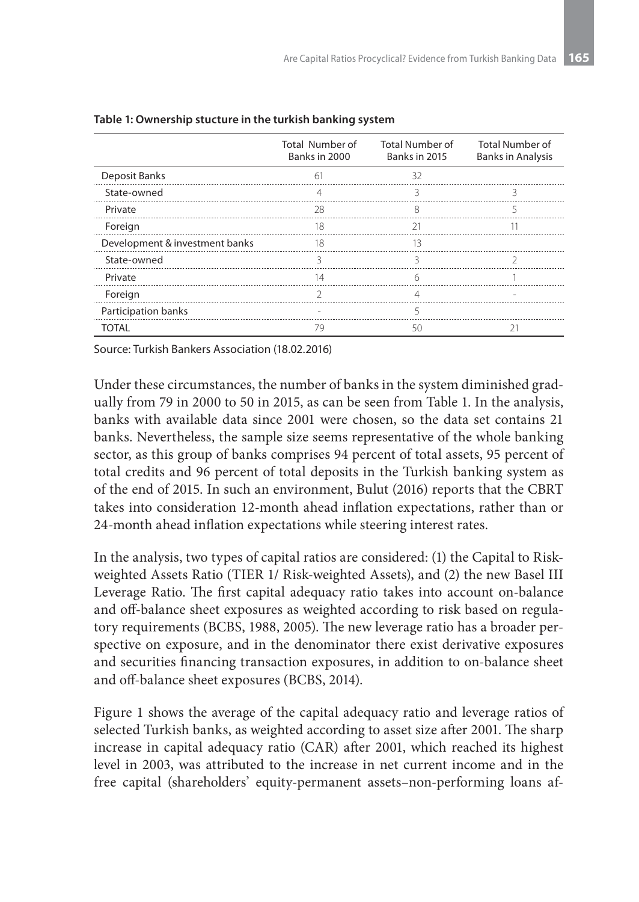**Table 1: Ownership stucture in the turkish banking system**

| | Total Number of Banks in 2000 | Total Number of Banks in 2015 | Total Number of Banks in Analysis |
|---|---|---|---|
| Deposit Banks | 61 | 32 | |
| State-owned | 4 | 3 | 3 |
| Private | 28 | 8 | 5 |
| Foreign | 18 | 21 | 11 |
| Development & investment banks | 18 | 13 | |
| State-owned | 3 | 3 | 2 |
| Private | 14 | 6 | 1 |
| Foreign | 2 | 4 | - |
| Participation banks | - | 5 | |
| TOTAL | 79 | 50 | 21 |

Source: Turkish Bankers Association (18.02.2016)

Under these circumstances, the number of banks in the system diminished gradually from 79 in 2000 to 50 in 2015, as can be seen from Table 1. In the analysis, banks with available data since 2001 were chosen, so the data set contains 21 banks. Nevertheless, the sample size seems representative of the whole banking sector, as this group of banks comprises 94 percent of total assets, 95 percent of total credits and 96 percent of total deposits in the Turkish banking system as of the end of 2015. In such an environment, Bulut (2016) reports that the CBRT takes into consideration 12-month ahead inflation expectations, rather than or 24-month ahead inflation expectations while steering interest rates.

In the analysis, two types of capital ratios are considered: (1) the Capital to Risk-weighted Assets Ratio (TIER 1/ Risk-weighted Assets), and (2) the new Basel III Leverage Ratio. The first capital adequacy ratio takes into account on-balance and off-balance sheet exposures as weighted according to risk based on regulatory requirements (BCBS, 1988, 2005). The new leverage ratio has a broader perspective on exposure, and in the denominator there exist derivative exposures and securities financing transaction exposures, in addition to on-balance sheet and off-balance sheet exposures (BCBS, 2014).

Figure 1 shows the average of the capital adequacy ratio and leverage ratios of selected Turkish banks, as weighted according to asset size after 2001. The sharp increase in capital adequacy ratio (CAR) after 2001, which reached its highest level in 2003, was attributed to the increase in net current income and in the free capital (shareholders' equity-permanent assets–non-performing loans af-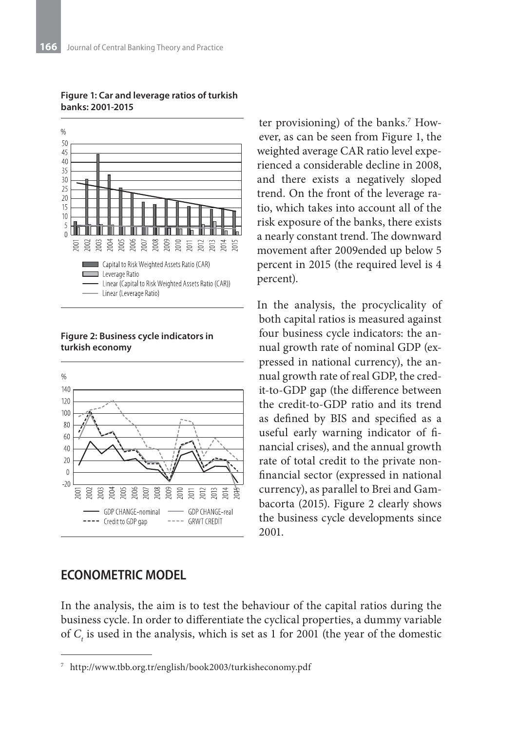**Figure 1: Car and leverage ratios of turkish banks: 2001-2015**

**Figure 2: Business cycle indicators in turkish economy**

ter provisioning) of the banks.[7] However, as can be seen from Figure 1, the weighted average CAR ratio level experienced a considerable decline in 2008, and there exists a negatively sloped trend. On the front of the leverage ratio, which takes into account all of the risk exposure of the banks, there exists a nearly constant trend. The downward movement after 2009ended up below 5 percent in 2015 (the required level is 4 percent).

In the analysis, the procyclicality of both capital ratios is measured against four business cycle indicators: the annual growth rate of nominal GDP (expressed in national currency), the annual growth rate of real GDP, the credit-to-GDP gap (the difference between the credit-to-GDP ratio and its trend as defined by BIS and specified as a useful early warning indicator of financial crises), and the annual growth rate of total credit to the private non-financial sector (expressed in national currency), as parallel to Brei and Gambacorta (2015). Figure 2 clearly shows the business cycle developments since 2001.

## ECONOMETRIC MODEL

In the analysis, the aim is to test the behaviour of the capital ratios during the business cycle. In order to differentiate the cyclical properties, a dummy variable of $C_t$ is used in the analysis, which is set as 1 for 2001 (the year of the domestic

---

[7] http://www.tbb.org.tr/english/book2003/turkisheconomy.pdf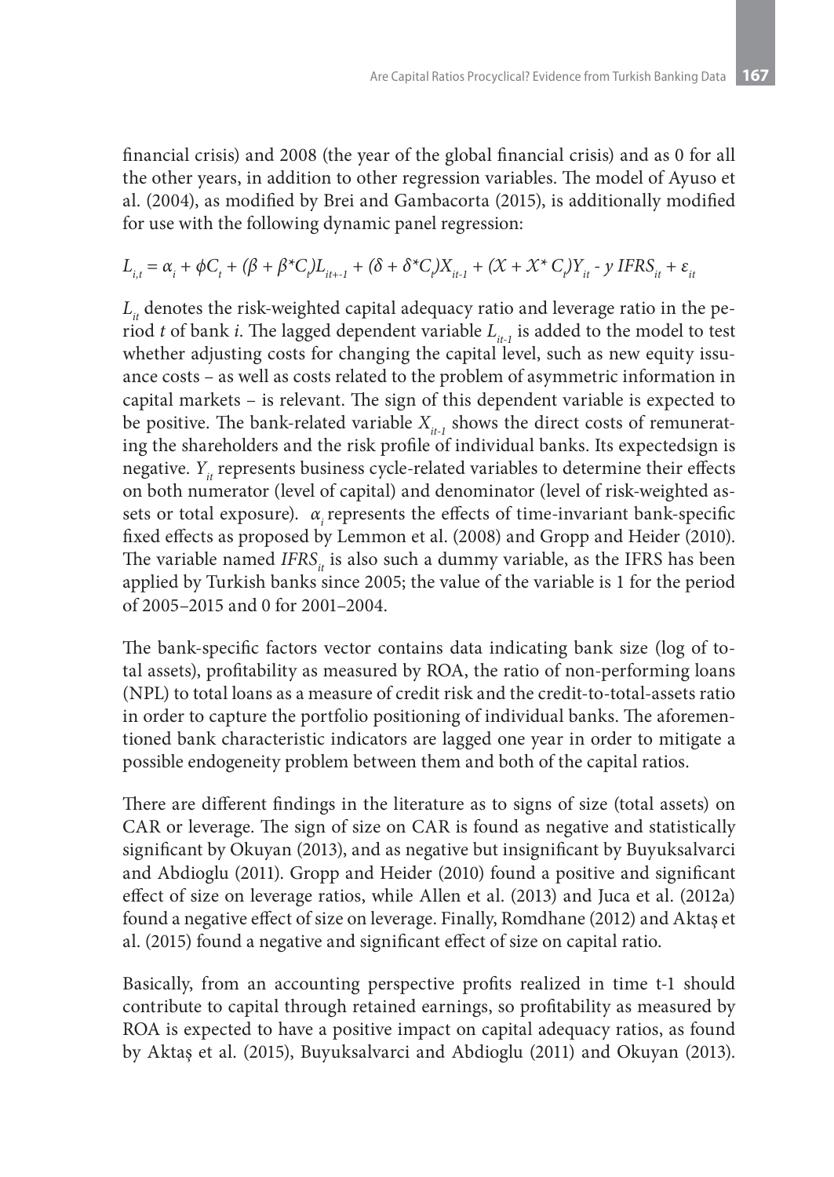financial crisis) and 2008 (the year of the global financial crisis) and as 0 for all the other years, in addition to other regression variables. The model of Ayuso et al. (2004), as modified by Brei and Gambacorta (2015), is additionally modified for use with the following dynamic panel regression:

$$L_{i,t} = \alpha_i + \phi C_t + (\beta + \beta^* C_t) L_{it+-1} + (\delta + \delta^* C_t) X_{it-1} + (\mathcal{X} + \mathcal{X}^* C_t) Y_{it} - y\, IFRS_{it} + \varepsilon_{it}$$

$L_{it}$ denotes the risk-weighted capital adequacy ratio and leverage ratio in the period $t$ of bank $i$. The lagged dependent variable $L_{it-1}$ is added to the model to test whether adjusting costs for changing the capital level, such as new equity issuance costs – as well as costs related to the problem of asymmetric information in capital markets – is relevant. The sign of this dependent variable is expected to be positive. The bank-related variable $X_{it-1}$ shows the direct costs of remunerating the shareholders and the risk profile of individual banks. Its expectedsign is negative. $Y_{it}$ represents business cycle-related variables to determine their effects on both numerator (level of capital) and denominator (level of risk-weighted assets or total exposure). $\alpha_i$ represents the effects of time-invariant bank-specific fixed effects as proposed by Lemmon et al. (2008) and Gropp and Heider (2010). The variable named $IFRS_{it}$ is also such a dummy variable, as the IFRS has been applied by Turkish banks since 2005; the value of the variable is 1 for the period of 2005–2015 and 0 for 2001–2004.

The bank-specific factors vector contains data indicating bank size (log of total assets), profitability as measured by ROA, the ratio of non-performing loans (NPL) to total loans as a measure of credit risk and the credit-to-total-assets ratio in order to capture the portfolio positioning of individual banks. The aforementioned bank characteristic indicators are lagged one year in order to mitigate a possible endogeneity problem between them and both of the capital ratios.

There are different findings in the literature as to signs of size (total assets) on CAR or leverage. The sign of size on CAR is found as negative and statistically significant by Okuyan (2013), and as negative but insignificant by Buyuksalvarci and Abdioglu (2011). Gropp and Heider (2010) found a positive and significant effect of size on leverage ratios, while Allen et al. (2013) and Juca et al. (2012a) found a negative effect of size on leverage. Finally, Romdhane (2012) and Aktaş et al. (2015) found a negative and significant effect of size on capital ratio.

Basically, from an accounting perspective profits realized in time t-1 should contribute to capital through retained earnings, so profitability as measured by ROA is expected to have a positive impact on capital adequacy ratios, as found by Aktaş et al. (2015), Buyuksalvarci and Abdioglu (2011) and Okuyan (2013).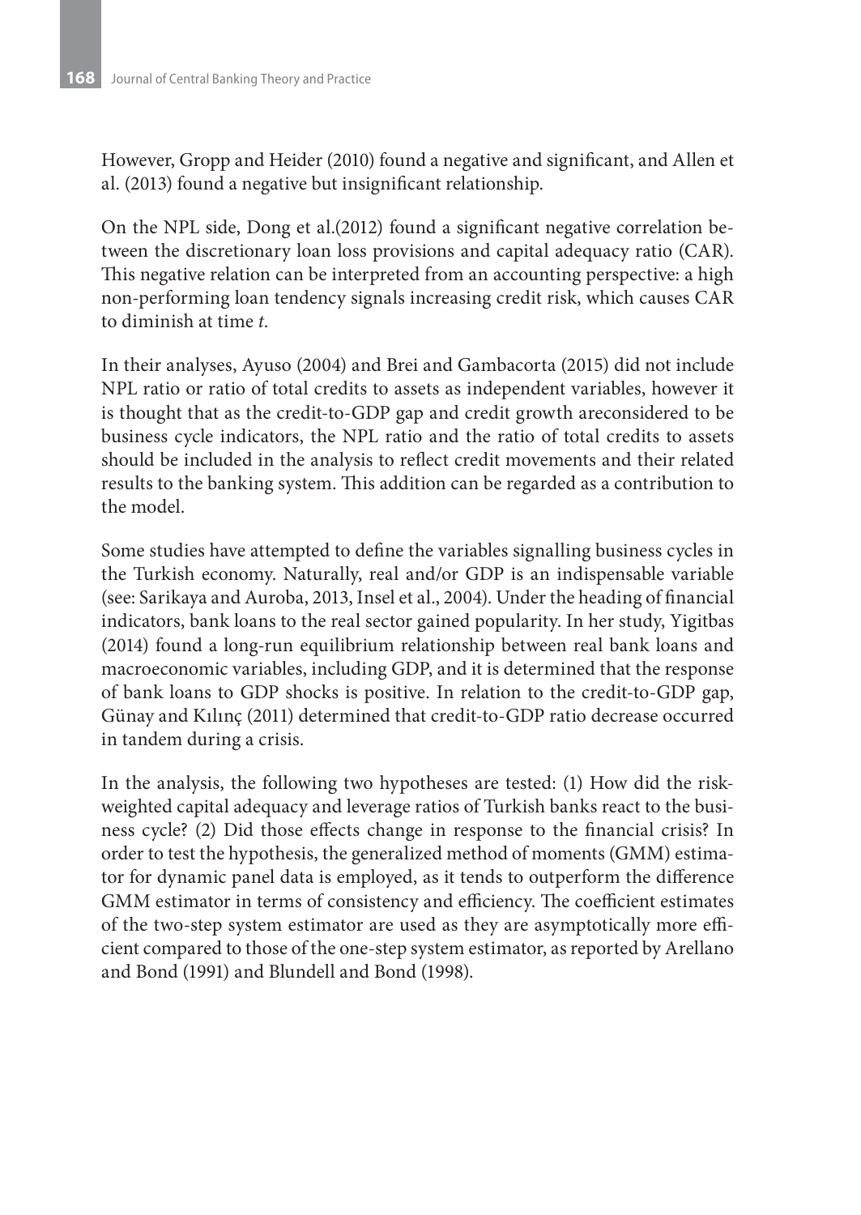However, Gropp and Heider (2010) found a negative and significant, and Allen et al. (2013) found a negative but insignificant relationship.

On the NPL side, Dong et al.(2012) found a significant negative correlation between the discretionary loan loss provisions and capital adequacy ratio (CAR). This negative relation can be interpreted from an accounting perspective: a high non-performing loan tendency signals increasing credit risk, which causes CAR to diminish at time *t*.

In their analyses, Ayuso (2004) and Brei and Gambacorta (2015) did not include NPL ratio or ratio of total credits to assets as independent variables, however it is thought that as the credit-to-GDP gap and credit growth areconsidered to be business cycle indicators, the NPL ratio and the ratio of total credits to assets should be included in the analysis to reflect credit movements and their related results to the banking system. This addition can be regarded as a contribution to the model.

Some studies have attempted to define the variables signalling business cycles in the Turkish economy. Naturally, real and/or GDP is an indispensable variable (see: Sarikaya and Auroba, 2013, Insel et al., 2004). Under the heading of financial indicators, bank loans to the real sector gained popularity. In her study, Yigitbas (2014) found a long-run equilibrium relationship between real bank loans and macroeconomic variables, including GDP, and it is determined that the response of bank loans to GDP shocks is positive. In relation to the credit-to-GDP gap, Günay and Kılınç (2011) determined that credit-to-GDP ratio decrease occurred in tandem during a crisis.

In the analysis, the following two hypotheses are tested: (1) How did the risk-weighted capital adequacy and leverage ratios of Turkish banks react to the business cycle? (2) Did those effects change in response to the financial crisis? In order to test the hypothesis, the generalized method of moments (GMM) estimator for dynamic panel data is employed, as it tends to outperform the difference GMM estimator in terms of consistency and efficiency. The coefficient estimates of the two-step system estimator are used as they are asymptotically more efficient compared to those of the one-step system estimator, as reported by Arellano and Bond (1991) and Blundell and Bond (1998).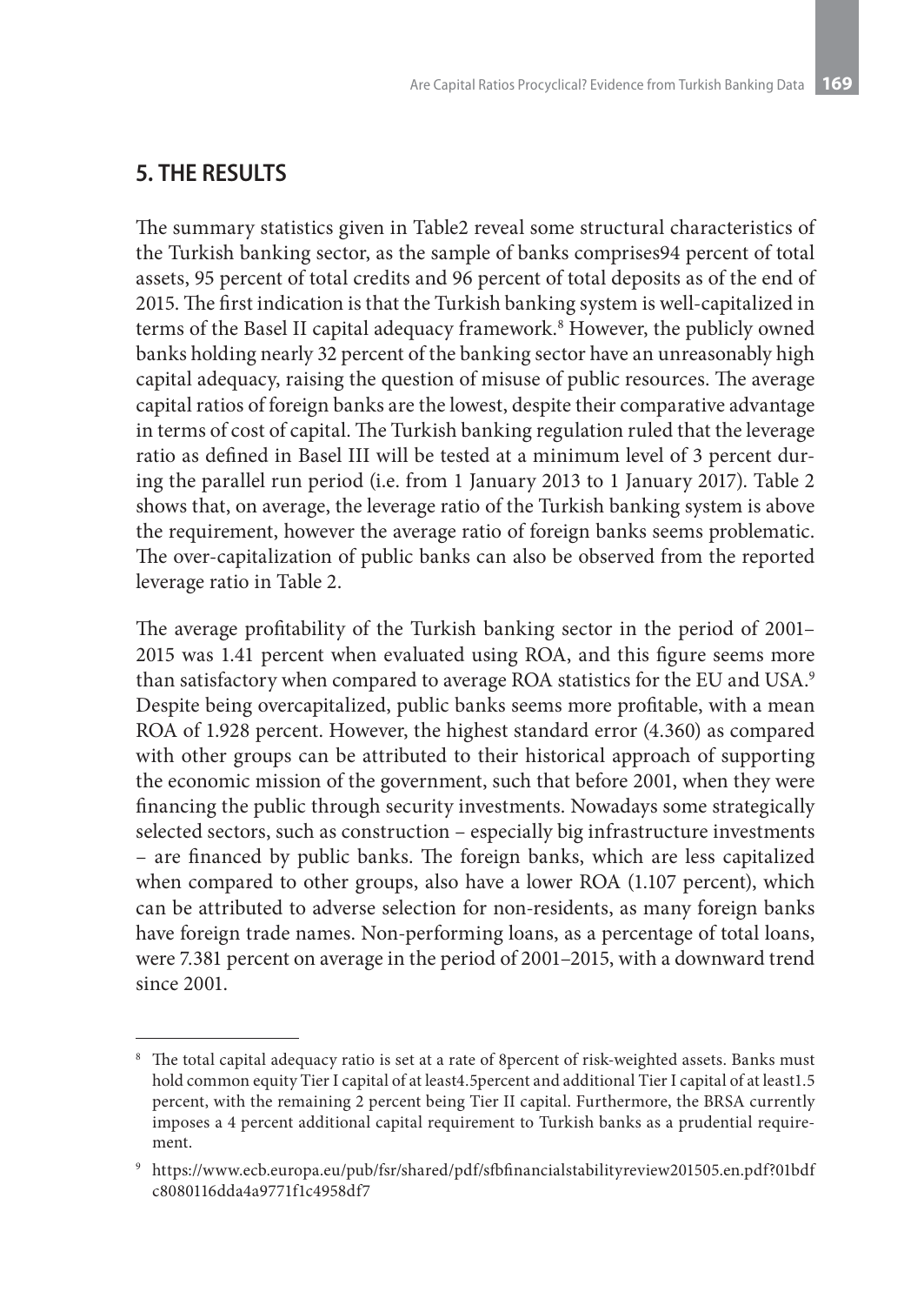## 5. THE RESULTS

The summary statistics given in Table2 reveal some structural characteristics of the Turkish banking sector, as the sample of banks comprises94 percent of total assets, 95 percent of total credits and 96 percent of total deposits as of the end of 2015. The first indication is that the Turkish banking system is well-capitalized in terms of the Basel II capital adequacy framework.[8] However, the publicly owned banks holding nearly 32 percent of the banking sector have an unreasonably high capital adequacy, raising the question of misuse of public resources. The average capital ratios of foreign banks are the lowest, despite their comparative advantage in terms of cost of capital. The Turkish banking regulation ruled that the leverage ratio as defined in Basel III will be tested at a minimum level of 3 percent during the parallel run period (i.e. from 1 January 2013 to 1 January 2017). Table 2 shows that, on average, the leverage ratio of the Turkish banking system is above the requirement, however the average ratio of foreign banks seems problematic. The over-capitalization of public banks can also be observed from the reported leverage ratio in Table 2.

The average profitability of the Turkish banking sector in the period of 2001–2015 was 1.41 percent when evaluated using ROA, and this figure seems more than satisfactory when compared to average ROA statistics for the EU and USA.[9] Despite being overcapitalized, public banks seems more profitable, with a mean ROA of 1.928 percent. However, the highest standard error (4.360) as compared with other groups can be attributed to their historical approach of supporting the economic mission of the government, such that before 2001, when they were financing the public through security investments. Nowadays some strategically selected sectors, such as construction – especially big infrastructure investments – are financed by public banks. The foreign banks, which are less capitalized when compared to other groups, also have a lower ROA (1.107 percent), which can be attributed to adverse selection for non-residents, as many foreign banks have foreign trade names. Non-performing loans, as a percentage of total loans, were 7.381 percent on average in the period of 2001–2015, with a downward trend since 2001.

---

[8] The total capital adequacy ratio is set at a rate of 8percent of risk-weighted assets. Banks must hold common equity Tier I capital of at least4.5percent and additional Tier I capital of at least1.5 percent, with the remaining 2 percent being Tier II capital. Furthermore, the BRSA currently imposes a 4 percent additional capital requirement to Turkish banks as a prudential requirement.

[9] https://www.ecb.europa.eu/pub/fsr/shared/pdf/sfbfinancialstabilityreview201505.en.pdf?01bdfc8080116dda4a9771f1c4958df7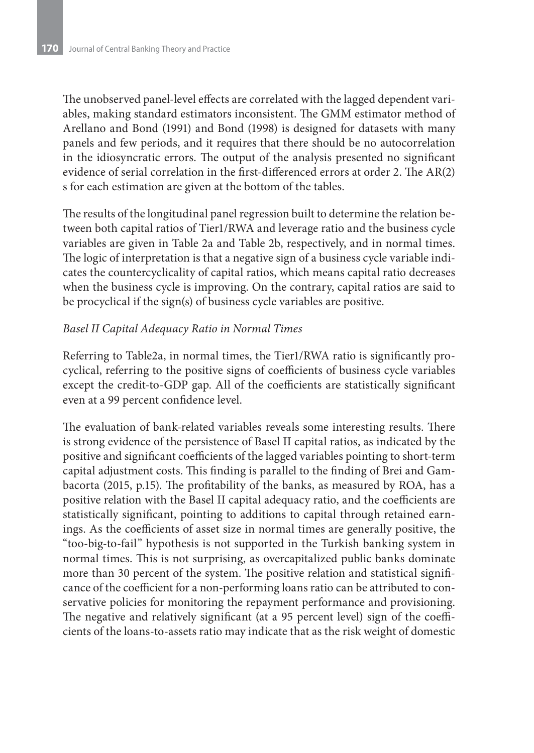The unobserved panel-level effects are correlated with the lagged dependent variables, making standard estimators inconsistent. The GMM estimator method of Arellano and Bond (1991) and Bond (1998) is designed for datasets with many panels and few periods, and it requires that there should be no autocorrelation in the idiosyncratic errors. The output of the analysis presented no significant evidence of serial correlation in the first-differenced errors at order 2. The AR(2) s for each estimation are given at the bottom of the tables.

The results of the longitudinal panel regression built to determine the relation between both capital ratios of Tier1/RWA and leverage ratio and the business cycle variables are given in Table 2a and Table 2b, respectively, and in normal times. The logic of interpretation is that a negative sign of a business cycle variable indicates the countercyclicality of capital ratios, which means capital ratio decreases when the business cycle is improving. On the contrary, capital ratios are said to be procyclical if the sign(s) of business cycle variables are positive.

*Basel II Capital Adequacy Ratio in Normal Times*

Referring to Table2a, in normal times, the Tier1/RWA ratio is significantly procyclical, referring to the positive signs of coefficients of business cycle variables except the credit-to-GDP gap. All of the coefficients are statistically significant even at a 99 percent confidence level.

The evaluation of bank-related variables reveals some interesting results. There is strong evidence of the persistence of Basel II capital ratios, as indicated by the positive and significant coefficients of the lagged variables pointing to short-term capital adjustment costs. This finding is parallel to the finding of Brei and Gambacorta (2015, p.15). The profitability of the banks, as measured by ROA, has a positive relation with the Basel II capital adequacy ratio, and the coefficients are statistically significant, pointing to additions to capital through retained earnings. As the coefficients of asset size in normal times are generally positive, the "too-big-to-fail" hypothesis is not supported in the Turkish banking system in normal times. This is not surprising, as overcapitalized public banks dominate more than 30 percent of the system. The positive relation and statistical significance of the coefficient for a non-performing loans ratio can be attributed to conservative policies for monitoring the repayment performance and provisioning. The negative and relatively significant (at a 95 percent level) sign of the coefficients of the loans-to-assets ratio may indicate that as the risk weight of domestic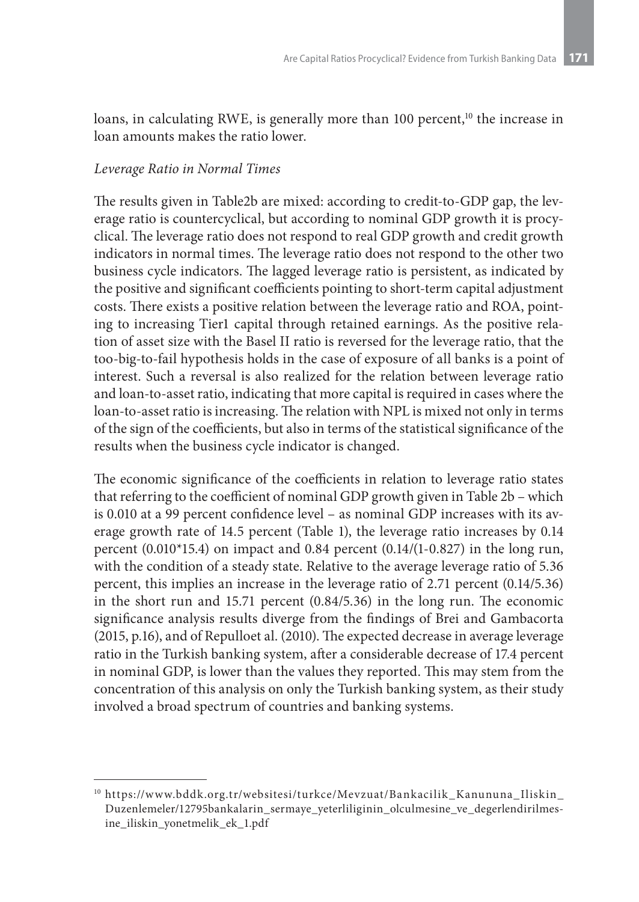loans, in calculating RWE, is generally more than 100 percent,[10] the increase in loan amounts makes the ratio lower.

*Leverage Ratio in Normal Times*

The results given in Table2b are mixed: according to credit-to-GDP gap, the leverage ratio is countercyclical, but according to nominal GDP growth it is procyclical. The leverage ratio does not respond to real GDP growth and credit growth indicators in normal times. The leverage ratio does not respond to the other two business cycle indicators. The lagged leverage ratio is persistent, as indicated by the positive and significant coefficients pointing to short-term capital adjustment costs. There exists a positive relation between the leverage ratio and ROA, pointing to increasing Tier1 capital through retained earnings. As the positive relation of asset size with the Basel II ratio is reversed for the leverage ratio, that the too-big-to-fail hypothesis holds in the case of exposure of all banks is a point of interest. Such a reversal is also realized for the relation between leverage ratio and loan-to-asset ratio, indicating that more capital is required in cases where the loan-to-asset ratio is increasing. The relation with NPL is mixed not only in terms of the sign of the coefficients, but also in terms of the statistical significance of the results when the business cycle indicator is changed.

The economic significance of the coefficients in relation to leverage ratio states that referring to the coefficient of nominal GDP growth given in Table 2b – which is 0.010 at a 99 percent confidence level – as nominal GDP increases with its average growth rate of 14.5 percent (Table 1), the leverage ratio increases by 0.14 percent (0.010*15.4) on impact and 0.84 percent (0.14/(1-0.827) in the long run, with the condition of a steady state. Relative to the average leverage ratio of 5.36 percent, this implies an increase in the leverage ratio of 2.71 percent (0.14/5.36) in the short run and 15.71 percent (0.84/5.36) in the long run. The economic significance analysis results diverge from the findings of Brei and Gambacorta (2015, p.16), and of Repulloet al. (2010). The expected decrease in average leverage ratio in the Turkish banking system, after a considerable decrease of 17.4 percent in nominal GDP, is lower than the values they reported. This may stem from the concentration of this analysis on only the Turkish banking system, as their study involved a broad spectrum of countries and banking systems.

---

[10] https://www.bddk.org.tr/websitesi/turkce/Mevzuat/Bankacilik_Kanununa_Iliskin_Duzenlemeler/12795bankalarin_sermaye_yeterliliginin_olculmesine_ve_degerlendirilmesine_iliskin_yonetmelik_ek_1.pdf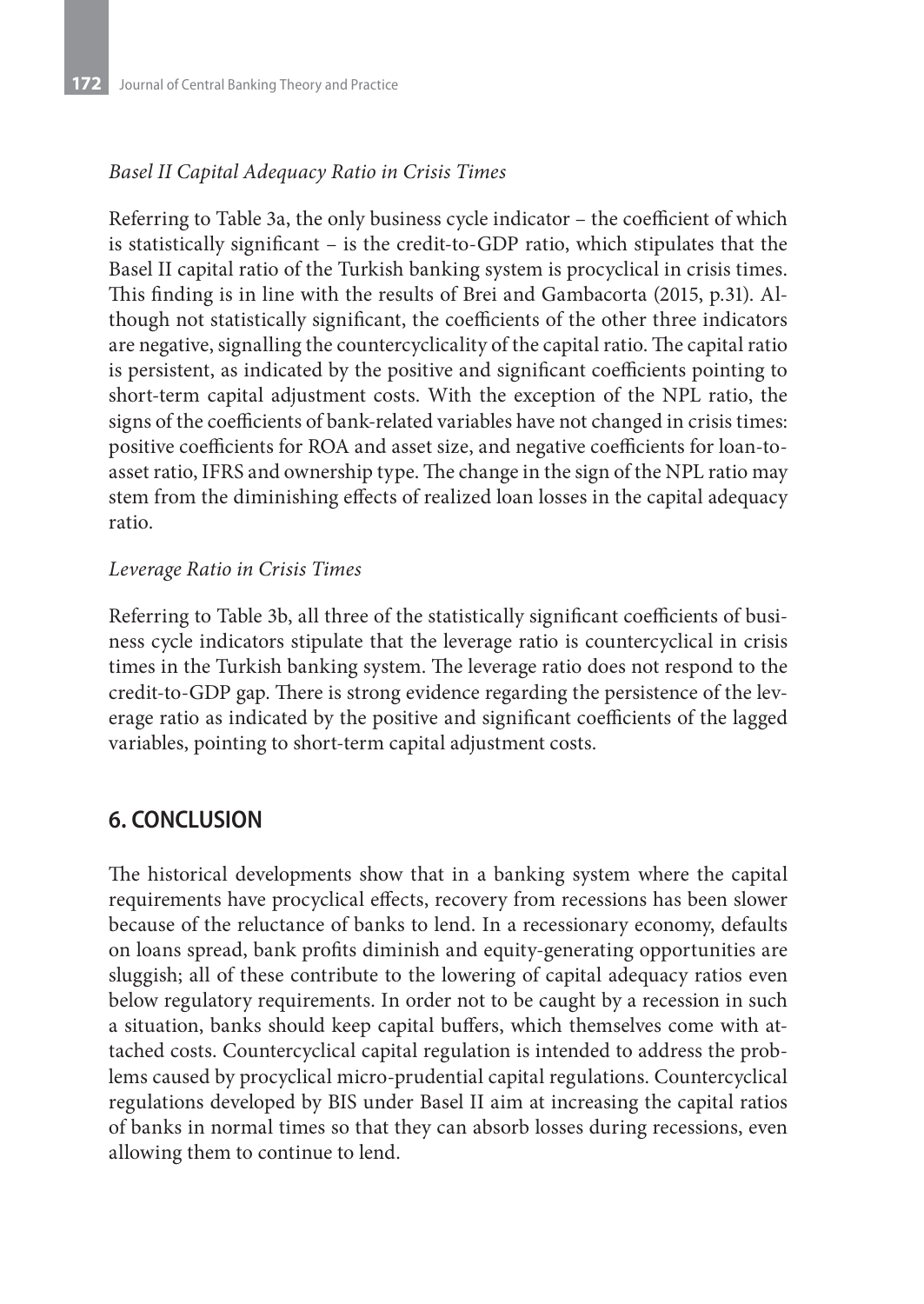*Basel II Capital Adequacy Ratio in Crisis Times*

Referring to Table 3a, the only business cycle indicator – the coefficient of which is statistically significant – is the credit-to-GDP ratio, which stipulates that the Basel II capital ratio of the Turkish banking system is procyclical in crisis times. This finding is in line with the results of Brei and Gambacorta (2015, p.31). Although not statistically significant, the coefficients of the other three indicators are negative, signalling the countercyclicality of the capital ratio. The capital ratio is persistent, as indicated by the positive and significant coefficients pointing to short-term capital adjustment costs. With the exception of the NPL ratio, the signs of the coefficients of bank-related variables have not changed in crisis times: positive coefficients for ROA and asset size, and negative coefficients for loan-to-asset ratio, IFRS and ownership type. The change in the sign of the NPL ratio may stem from the diminishing effects of realized loan losses in the capital adequacy ratio.

*Leverage Ratio in Crisis Times*

Referring to Table 3b, all three of the statistically significant coefficients of business cycle indicators stipulate that the leverage ratio is countercyclical in crisis times in the Turkish banking system. The leverage ratio does not respond to the credit-to-GDP gap. There is strong evidence regarding the persistence of the leverage ratio as indicated by the positive and significant coefficients of the lagged variables, pointing to short-term capital adjustment costs.

## 6. CONCLUSION

The historical developments show that in a banking system where the capital requirements have procyclical effects, recovery from recessions has been slower because of the reluctance of banks to lend. In a recessionary economy, defaults on loans spread, bank profits diminish and equity-generating opportunities are sluggish; all of these contribute to the lowering of capital adequacy ratios even below regulatory requirements. In order not to be caught by a recession in such a situation, banks should keep capital buffers, which themselves come with attached costs. Countercyclical capital regulation is intended to address the problems caused by procyclical micro-prudential capital regulations. Countercyclical regulations developed by BIS under Basel II aim at increasing the capital ratios of banks in normal times so that they can absorb losses during recessions, even allowing them to continue to lend.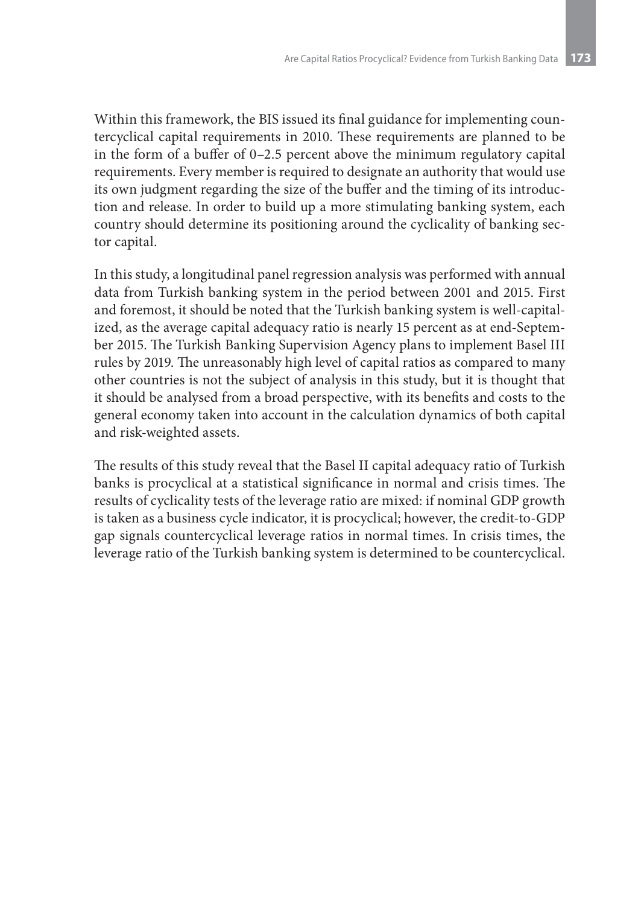Within this framework, the BIS issued its final guidance for implementing countercyclical capital requirements in 2010. These requirements are planned to be in the form of a buffer of 0–2.5 percent above the minimum regulatory capital requirements. Every member is required to designate an authority that would use its own judgment regarding the size of the buffer and the timing of its introduction and release. In order to build up a more stimulating banking system, each country should determine its positioning around the cyclicality of banking sector capital.

In this study, a longitudinal panel regression analysis was performed with annual data from Turkish banking system in the period between 2001 and 2015. First and foremost, it should be noted that the Turkish banking system is well-capitalized, as the average capital adequacy ratio is nearly 15 percent as at end-September 2015. The Turkish Banking Supervision Agency plans to implement Basel III rules by 2019. The unreasonably high level of capital ratios as compared to many other countries is not the subject of analysis in this study, but it is thought that it should be analysed from a broad perspective, with its benefits and costs to the general economy taken into account in the calculation dynamics of both capital and risk-weighted assets.

The results of this study reveal that the Basel II capital adequacy ratio of Turkish banks is procyclical at a statistical significance in normal and crisis times. The results of cyclicality tests of the leverage ratio are mixed: if nominal GDP growth is taken as a business cycle indicator, it is procyclical; however, the credit-to-GDP gap signals countercyclical leverage ratios in normal times. In crisis times, the leverage ratio of the Turkish banking system is determined to be countercyclical.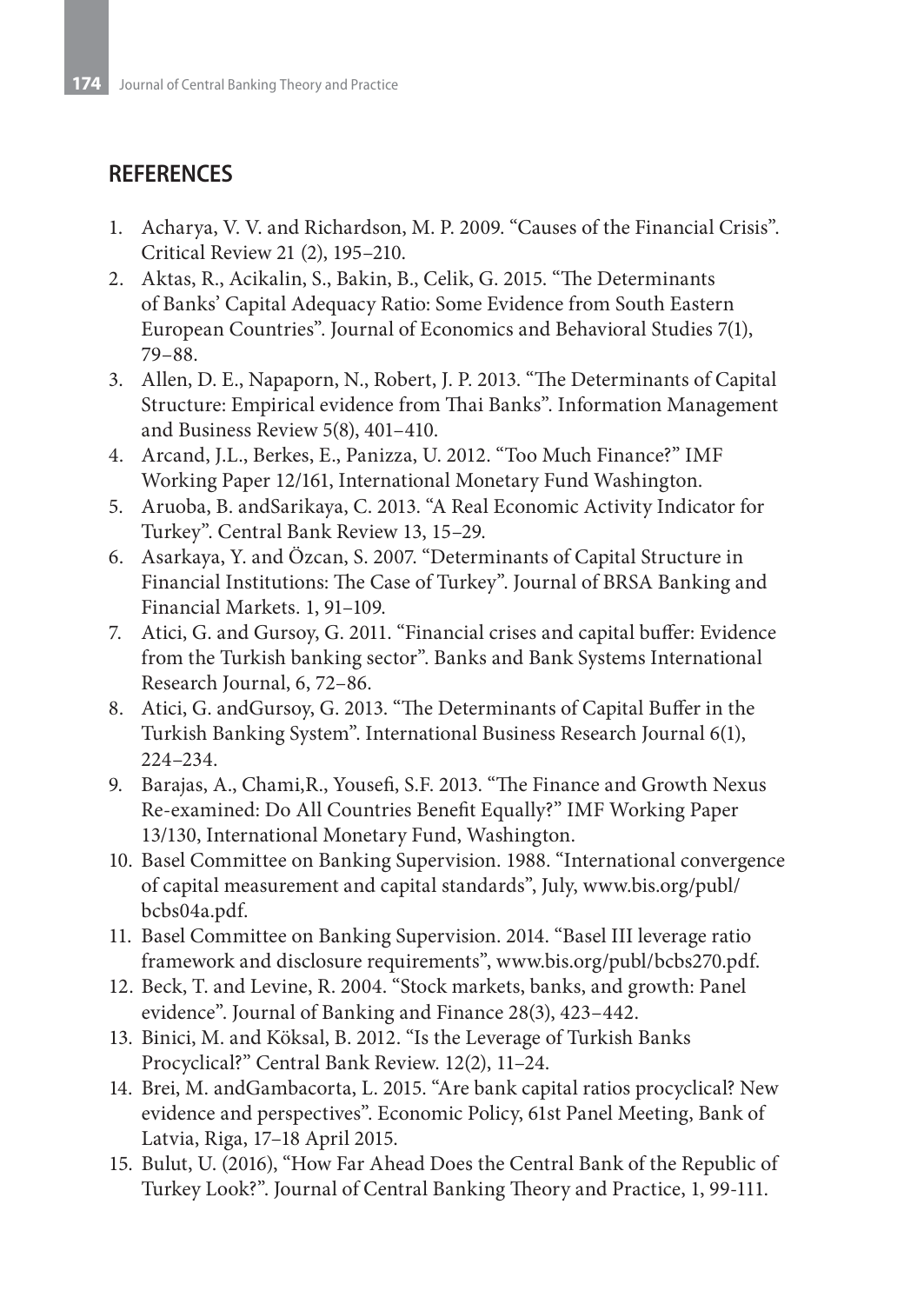## REFERENCES

1. Acharya, V. V. and Richardson, M. P. 2009. "Causes of the Financial Crisis". Critical Review 21 (2), 195–210.
2. Aktas, R., Acikalin, S., Bakin, B., Celik, G. 2015. "The Determinants of Banks' Capital Adequacy Ratio: Some Evidence from South Eastern European Countries". Journal of Economics and Behavioral Studies 7(1), 79–88.
3. Allen, D. E., Napaporn, N., Robert, J. P. 2013. "The Determinants of Capital Structure: Empirical evidence from Thai Banks". Information Management and Business Review 5(8), 401–410.
4. Arcand, J.L., Berkes, E., Panizza, U. 2012. "Too Much Finance?" IMF Working Paper 12/161, International Monetary Fund Washington.
5. Aruoba, B. andSarikaya, C. 2013. "A Real Economic Activity Indicator for Turkey". Central Bank Review 13, 15–29.
6. Asarkaya, Y. and Özcan, S. 2007. "Determinants of Capital Structure in Financial Institutions: The Case of Turkey". Journal of BRSA Banking and Financial Markets. 1, 91–109.
7. Atici, G. and Gursoy, G. 2011. "Financial crises and capital buffer: Evidence from the Turkish banking sector". Banks and Bank Systems International Research Journal, 6, 72–86.
8. Atici, G. andGursoy, G. 2013. "The Determinants of Capital Buffer in the Turkish Banking System". International Business Research Journal 6(1), 224–234.
9. Barajas, A., Chami,R., Yousefi, S.F. 2013. "The Finance and Growth Nexus Re-examined: Do All Countries Benefit Equally?" IMF Working Paper 13/130, International Monetary Fund, Washington.
10. Basel Committee on Banking Supervision. 1988. "International convergence of capital measurement and capital standards", July, www.bis.org/publ/bcbs04a.pdf.
11. Basel Committee on Banking Supervision. 2014. "Basel III leverage ratio framework and disclosure requirements", www.bis.org/publ/bcbs270.pdf.
12. Beck, T. and Levine, R. 2004. "Stock markets, banks, and growth: Panel evidence". Journal of Banking and Finance 28(3), 423–442.
13. Binici, M. and Köksal, B. 2012. "Is the Leverage of Turkish Banks Procyclical?" Central Bank Review. 12(2), 11–24.
14. Brei, M. andGambacorta, L. 2015. "Are bank capital ratios procyclical? New evidence and perspectives". Economic Policy, 61st Panel Meeting, Bank of Latvia, Riga, 17–18 April 2015.
15. Bulut, U. (2016), "How Far Ahead Does the Central Bank of the Republic of Turkey Look?". Journal of Central Banking Theory and Practice, 1, 99-111.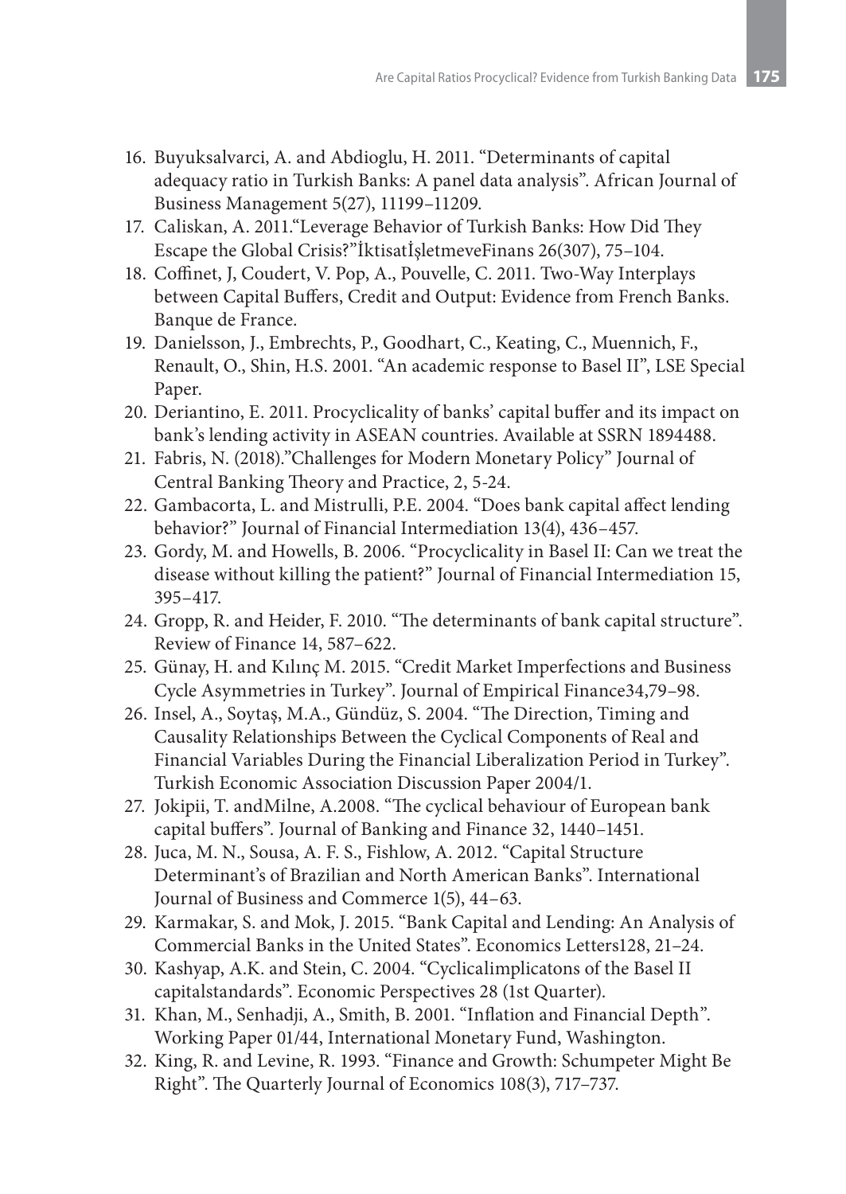16. Buyuksalvarci, A. and Abdioglu, H. 2011. “Determinants of capital adequacy ratio in Turkish Banks: A panel data analysis”. African Journal of Business Management 5(27), 11199–11209.
17. Caliskan, A. 2011.“Leverage Behavior of Turkish Banks: How Did They Escape the Global Crisis?”İktisatİşletmeveFinans 26(307), 75–104.
18. Coffinet, J, Coudert, V. Pop, A., Pouvelle, C. 2011. Two-Way Interplays between Capital Buffers, Credit and Output: Evidence from French Banks. Banque de France.
19. Danielsson, J., Embrechts, P., Goodhart, C., Keating, C., Muennich, F., Renault, O., Shin, H.S. 2001. “An academic response to Basel II”, LSE Special Paper.
20. Deriantino, E. 2011. Procyclicality of banks’ capital buffer and its impact on bank’s lending activity in ASEAN countries. Available at SSRN 1894488.
21. Fabris, N. (2018).”Challenges for Modern Monetary Policy” Journal of Central Banking Theory and Practice, 2, 5-24.
22. Gambacorta, L. and Mistrulli, P.E. 2004. “Does bank capital affect lending behavior?” Journal of Financial Intermediation 13(4), 436–457.
23. Gordy, M. and Howells, B. 2006. “Procyclicality in Basel II: Can we treat the disease without killing the patient?” Journal of Financial Intermediation 15, 395–417.
24. Gropp, R. and Heider, F. 2010. “The determinants of bank capital structure”. Review of Finance 14, 587–622.
25. Günay, H. and Kılınç M. 2015. “Credit Market Imperfections and Business Cycle Asymmetries in Turkey”. Journal of Empirical Finance34,79–98.
26. Insel, A., Soytaş, M.A., Gündüz, S. 2004. “The Direction, Timing and Causality Relationships Between the Cyclical Components of Real and Financial Variables During the Financial Liberalization Period in Turkey”. Turkish Economic Association Discussion Paper 2004/1.
27. Jokipii, T. andMilne, A.2008. “The cyclical behaviour of European bank capital buffers”. Journal of Banking and Finance 32, 1440–1451.
28. Juca, M. N., Sousa, A. F. S., Fishlow, A. 2012. “Capital Structure Determinant’s of Brazilian and North American Banks”. International Journal of Business and Commerce 1(5), 44–63.
29. Karmakar, S. and Mok, J. 2015. “Bank Capital and Lending: An Analysis of Commercial Banks in the United States”. Economics Letters128, 21–24.
30. Kashyap, A.K. and Stein, C. 2004. “Cyclicalimplicatons of the Basel II capitalstandards”. Economic Perspectives 28 (1st Quarter).
31. Khan, M., Senhadji, A., Smith, B. 2001. “Inflation and Financial Depth”. Working Paper 01/44, International Monetary Fund, Washington.
32. King, R. and Levine, R. 1993. “Finance and Growth: Schumpeter Might Be Right”. The Quarterly Journal of Economics 108(3), 717–737.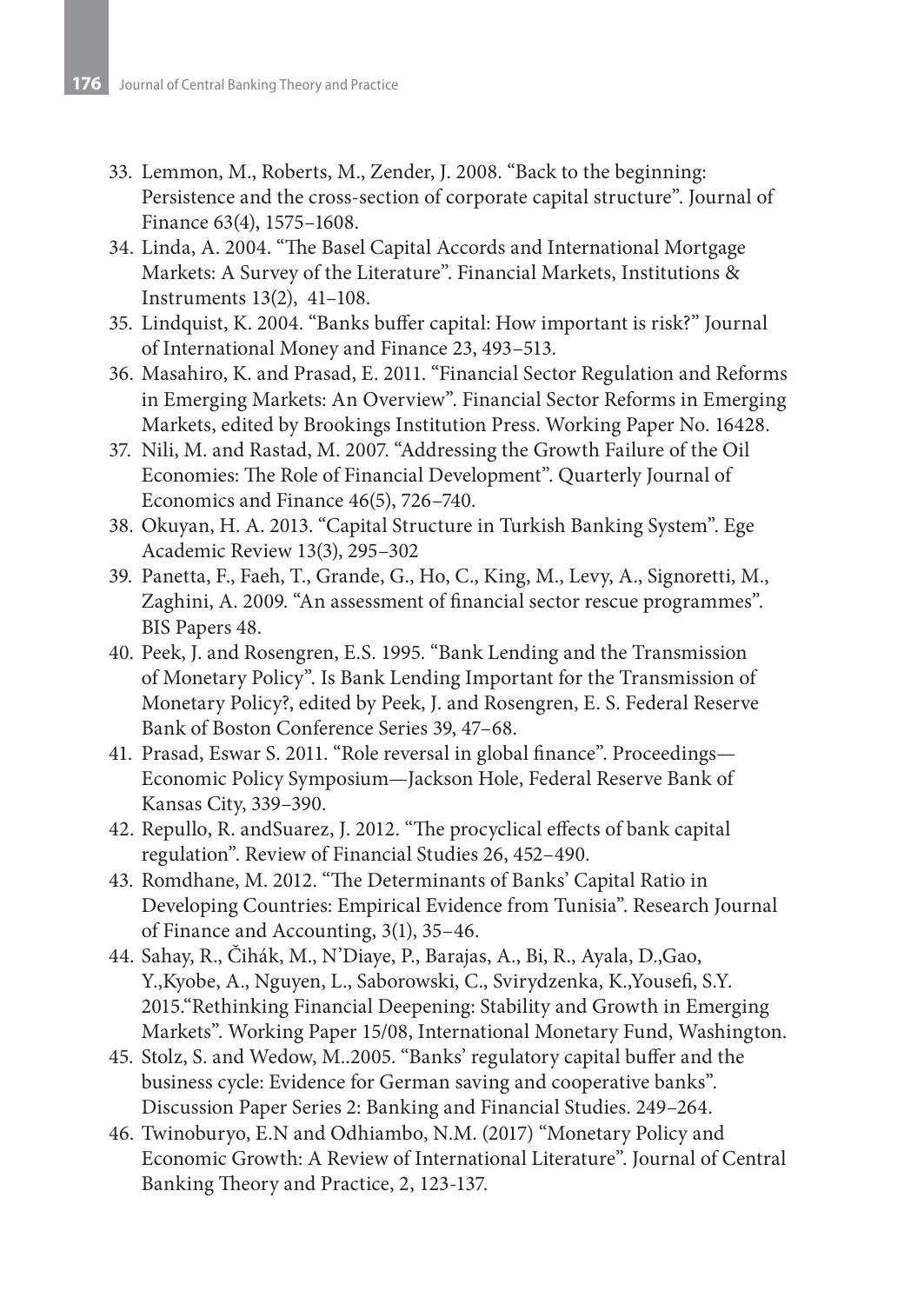33. Lemmon, M., Roberts, M., Zender, J. 2008. "Back to the beginning: Persistence and the cross-section of corporate capital structure". Journal of Finance 63(4), 1575–1608.
34. Linda, A. 2004. "The Basel Capital Accords and International Mortgage Markets: A Survey of the Literature". Financial Markets, Institutions & Instruments 13(2), 41–108.
35. Lindquist, K. 2004. "Banks buffer capital: How important is risk?" Journal of International Money and Finance 23, 493–513.
36. Masahiro, K. and Prasad, E. 2011. "Financial Sector Regulation and Reforms in Emerging Markets: An Overview". Financial Sector Reforms in Emerging Markets, edited by Brookings Institution Press. Working Paper No. 16428.
37. Nili, M. and Rastad, M. 2007. "Addressing the Growth Failure of the Oil Economies: The Role of Financial Development". Quarterly Journal of Economics and Finance 46(5), 726–740.
38. Okuyan, H. A. 2013. "Capital Structure in Turkish Banking System". Ege Academic Review 13(3), 295–302
39. Panetta, F., Faeh, T., Grande, G., Ho, C., King, M., Levy, A., Signoretti, M., Zaghini, A. 2009. "An assessment of financial sector rescue programmes". BIS Papers 48.
40. Peek, J. and Rosengren, E.S. 1995. "Bank Lending and the Transmission of Monetary Policy". Is Bank Lending Important for the Transmission of Monetary Policy?, edited by Peek, J. and Rosengren, E. S. Federal Reserve Bank of Boston Conference Series 39, 47–68.
41. Prasad, Eswar S. 2011. "Role reversal in global finance". Proceedings—Economic Policy Symposium—Jackson Hole, Federal Reserve Bank of Kansas City, 339–390.
42. Repullo, R. andSuarez, J. 2012. "The procyclical effects of bank capital regulation". Review of Financial Studies 26, 452–490.
43. Romdhane, M. 2012. "The Determinants of Banks' Capital Ratio in Developing Countries: Empirical Evidence from Tunisia". Research Journal of Finance and Accounting, 3(1), 35–46.
44. Sahay, R., Čihák, M., N'Diaye, P., Barajas, A., Bi, R., Ayala, D.,Gao, Y.,Kyobe, A., Nguyen, L., Saborowski, C., Svirydzenka, K.,Yousefi, S.Y. 2015."Rethinking Financial Deepening: Stability and Growth in Emerging Markets". Working Paper 15/08, International Monetary Fund, Washington.
45. Stolz, S. and Wedow, M..2005. "Banks' regulatory capital buffer and the business cycle: Evidence for German saving and cooperative banks". Discussion Paper Series 2: Banking and Financial Studies. 249–264.
46. Twinoburyo, E.N and Odhiambo, N.M. (2017) "Monetary Policy and Economic Growth: A Review of International Literature". Journal of Central Banking Theory and Practice, 2, 123-137.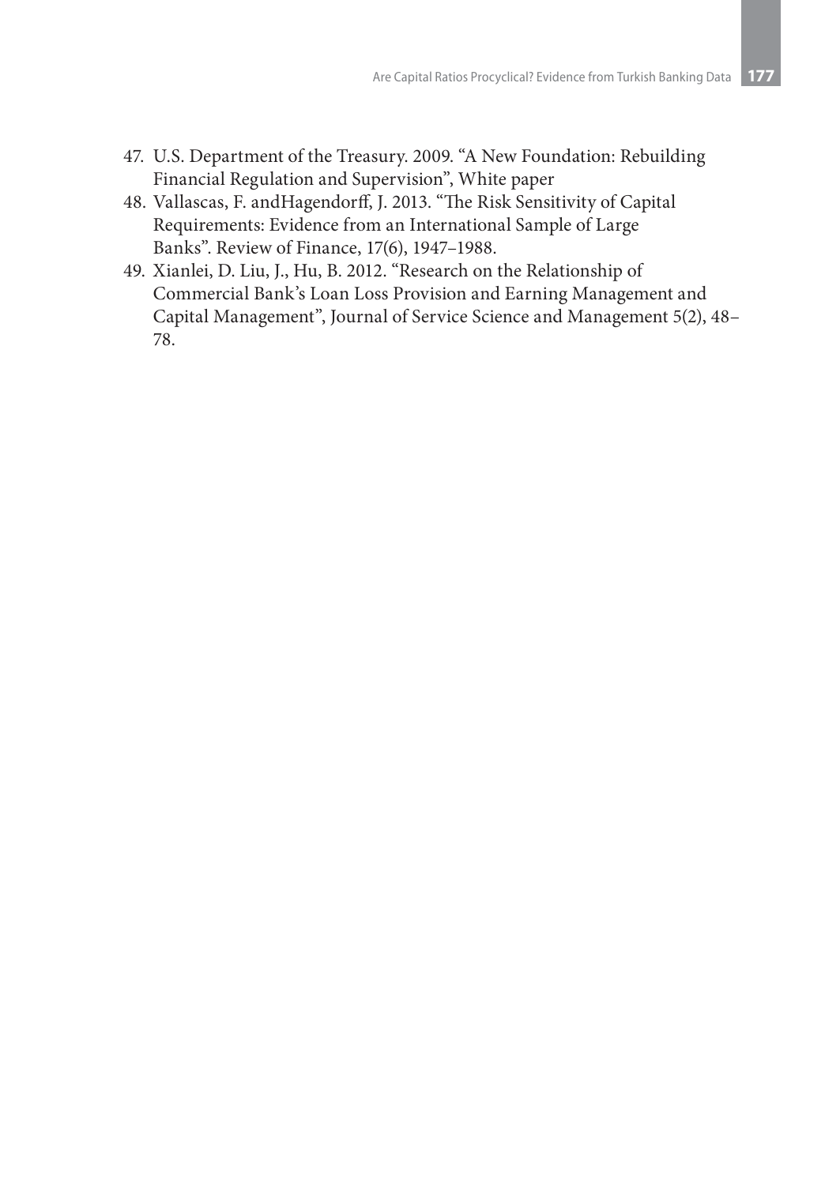47. U.S. Department of the Treasury. 2009. "A New Foundation: Rebuilding Financial Regulation and Supervision", White paper
48. Vallascas, F. andHagendorff, J. 2013. "The Risk Sensitivity of Capital Requirements: Evidence from an International Sample of Large Banks". Review of Finance, 17(6), 1947–1988.
49. Xianlei, D. Liu, J., Hu, B. 2012. "Research on the Relationship of Commercial Bank's Loan Loss Provision and Earning Management and Capital Management", Journal of Service Science and Management 5(2), 48–78.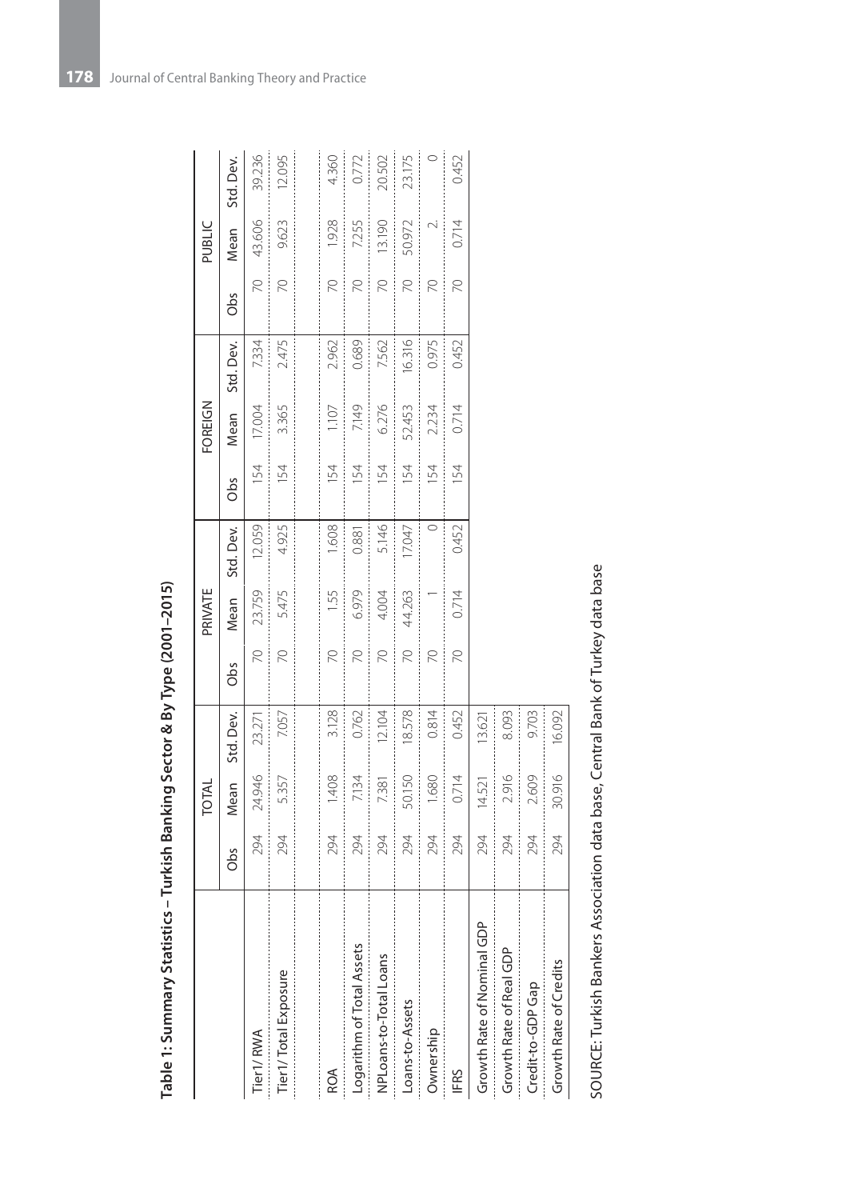**Table 1: Summary Statistics – Turkish Banking Sector & By Type (2001–2015)**

| | TOTAL | | | PRIVATE | | | FOREIGN | | | PUBLIC | | |
|---|---|---|---|---|---|---|---|---|---|---|---|---|
| | Obs | Mean | Std. Dev. | Obs | Mean | Std. Dev. | Obs | Mean | Std. Dev. | Obs | Mean | Std. Dev. |
| Tier1/ RWA | 294 | 24.946 | 23.271 | 70 | 23.759 | 12.059 | 154 | 17.004 | 7.334 | 70 | 43.606 | 39.236 |
| Tier1/ Total Exposure | 294 | 5.357 | 7.057 | 70 | 5.475 | 4.925 | 154 | 3.365 | 2.475 | 70 | 9.623 | 12.095 |
| | | | | | | | | | | | | |
| ROA | 294 | 1.408 | 3.128 | 70 | 1.55 | 1.608 | 154 | 1.107 | 2.962 | 70 | 1.928 | 4.360 |
| Logarithm of Total Assets | 294 | 7.134 | 0.762 | 70 | 6.979 | 0.881 | 154 | 7.149 | 0.689 | 70 | 7.255 | 0.772 |
| NPLoans-to-Total Loans | 294 | 7.381 | 12.104 | 70 | 4.004 | 5.146 | 154 | 6.276 | 7.562 | 70 | 13.190 | 20.502 |
| Loans-to-Assets | 294 | 50.150 | 18.578 | 70 | 44.263 | 17.047 | 154 | 52.453 | 16.316 | 70 | 50.972 | 23.175 |
| Ownership | 294 | 1.680 | 0.814 | 70 | 1 | 0 | 154 | 2.234 | 0.975 | 70 | 2. | 0 |
| IFRS | 294 | 0.714 | 0.452 | 70 | 0.714 | 0.452 | 154 | 0.714 | 0.452 | 70 | 0.714 | 0.452 |
| Growth Rate of Nominal GDP | 294 | 14.521 | 13.621 | | | | | | | | | |
| Growth Rate of Real GDP | 294 | 2.916 | 8.093 | | | | | | | | | |
| Credit-to-GDP Gap | 294 | 2.609 | 9.703 | | | | | | | | | |
| Growth Rate of Credits | 294 | 30.916 | 16.092 | | | | | | | | | |

SOURCE: Turkish Bankers Association data base, Central Bank of Turkey data base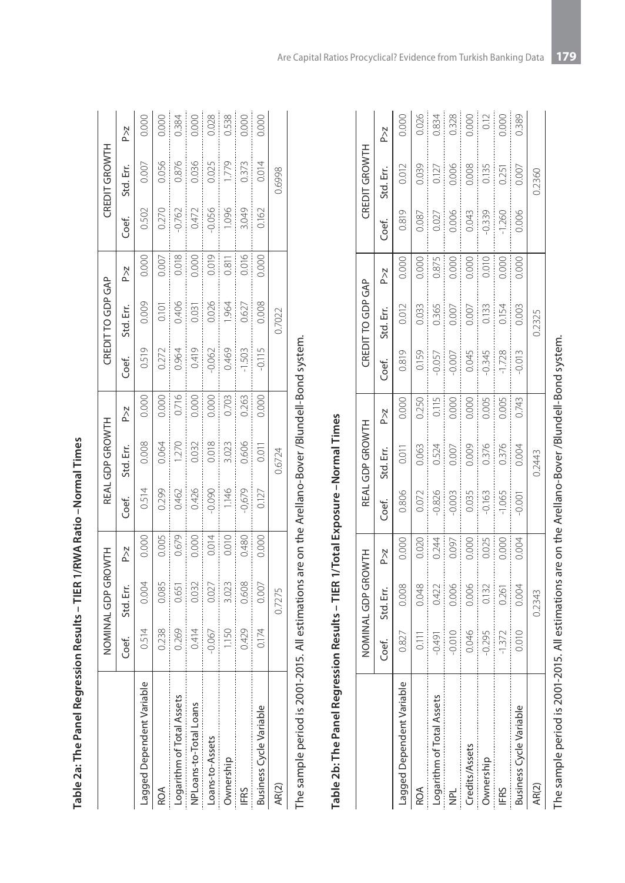**Table 2a: The Panel Regression Results – TIER 1/RWA Ratio –Normal Times**

| | NOMINAL GDP GROWTH | | | REAL GDP GROWTH | | | CREDIT TO GDP GAP | | | CREDIT GROWTH | | |
|---|---|---|---|---|---|---|---|---|---|---|---|---|
| | Coef. | Std. Err. | P>z | Coef. | Std. Err. | P>z | Coef. | Std. Err. | P>z | Coef. | Std. Err. | P>z |
| Lagged Dependent Variable | 0.514 | 0.004 | 0.000 | 0.514 | 0.008 | 0.000 | 0.519 | 0.009 | 0.000 | 0.502 | 0.007 | 0.000 |
| ROA | 0.238 | 0.085 | 0.005 | 0.299 | 0.064 | 0.000 | 0.272 | 0.101 | 0.007 | 0.270 | 0.056 | 0.000 |
| Logarithm of Total Assets | 0.269 | 0.651 | 0.679 | 0.462 | 1.270 | 0.716 | 0.964 | 0.406 | 0.018 | -0.762 | 0.876 | 0.384 |
| NPLoans-to-Total Loans | 0.414 | 0.032 | 0.000 | 0.426 | 0.032 | 0.000 | 0.419 | 0.031 | 0.000 | 0.472 | 0.036 | 0.000 |
| Loans-to-Assets | -0.067 | 0.027 | 0.014 | -0.090 | 0.018 | 0.000 | -0.062 | 0.026 | 0.019 | -0.056 | 0.025 | 0.028 |
| Ownership | 1.150 | 3.023 | 0.010 | 1.146 | 3.023 | 0.703 | 0.469 | 1.964 | 0.811 | 1.096 | 1.779 | 0.538 |
| IFRS | 0.429 | 0.608 | 0.480 | -0.679 | 0.606 | 0.263 | -1.503 | 0.627 | 0.016 | 3.049 | 0.373 | 0.000 |
| Business Cycle Variable | 0.174 | 0.007 | 0.000 | 0.127 | 0.011 | 0.000 | -0.115 | 0.008 | 0.000 | 0.162 | 0.014 | 0.000 |
| AR(2) | | 0.7275 | | | 0.6724 | | | 0.7022 | | | 0.6998 | |

The sample period is 2001-2015. All estimations are on the Arellano-Bover /Blundell-Bond system.

**Table 2b: The Panel Regression Results – TIER 1/Total Exposure –Normal Times**

| | NOMINAL GDP GROWTH | | | REAL GDP GROWTH | | | CREDIT TO GDP GAP | | | CREDIT GROWTH | | |
|---|---|---|---|---|---|---|---|---|---|---|---|---|
| | Coef. | Std. Err. | P>z | Coef. | Std. Err. | P>z | Coef. | Std. Err. | P>z | Coef. | Std. Err. | P>z |
| Lagged Dependent Variable | 0.827 | 0.008 | 0.000 | 0.806 | 0.011 | 0.000 | 0.819 | 0.012 | 0.000 | 0.819 | 0.012 | 0.000 |
| ROA | 0.111 | 0.048 | 0.020 | 0.072 | 0.063 | 0.250 | 0.159 | 0.033 | 0.000 | 0.087 | 0.039 | 0.026 |
| Logarithm of Total Assets | -0.491 | 0.422 | 0.244 | -0.826 | 0.524 | 0.115 | -0.057 | 0.365 | 0.875 | 0.027 | 0.127 | 0.834 |
| NPL | -0.010 | 0.006 | 0.097 | -0.003 | 0.007 | 0.000 | -0.007 | 0.007 | 0.000 | 0.006 | 0.006 | 0.328 |
| Credits/Assets | 0.046 | 0.006 | 0.000 | 0.035 | 0.009 | 0.000 | 0.045 | 0.007 | 0.000 | 0.043 | 0.008 | 0.000 |
| Ownership | -0.295 | 0.132 | 0.025 | -0.163 | 0.376 | 0.005 | -0.345 | 0.133 | 0.010 | -0.339 | 0.135 | 0.12 |
| IFRS | -1.372 | 0.261 | 0.000 | -1.065 | 0.376 | 0.005 | -1.728 | 0.154 | 0.000 | -1.260 | 0.251 | 0.000 |
| Business Cycle Variable | 0.010 | 0.004 | 0.004 | -0.001 | 0.004 | 0.743 | -0.013 | 0.003 | 0.000 | 0.006 | 0.007 | 0.389 |
| AR(2) | | 0.2343 | | | 0.2443 | | | 0.2325 | | | 0.2360 | |

The sample period is 2001-2015. All estimations are on the Arellano-Bover /Blundell-Bond system.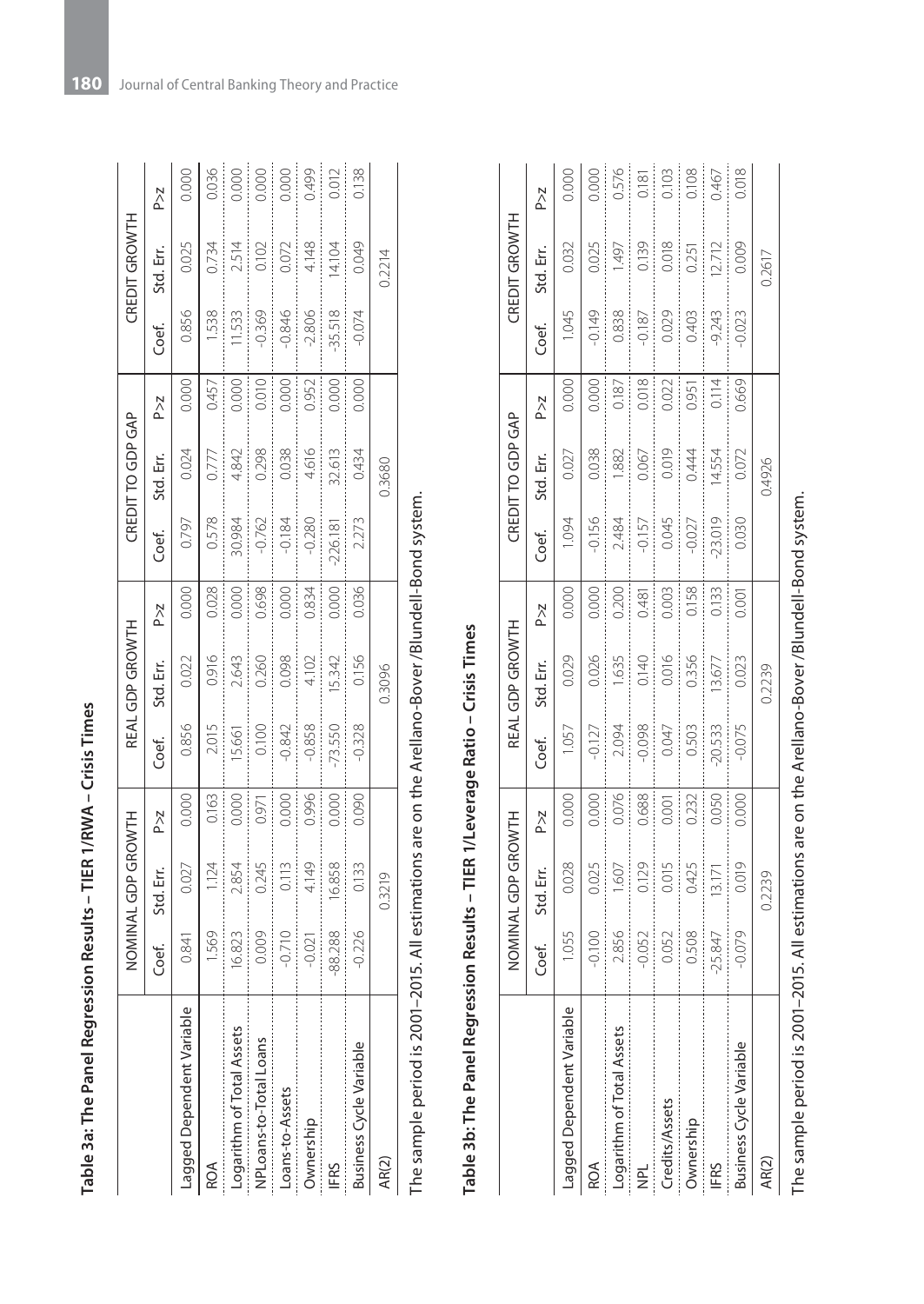**Table 3a: The Panel Regression Results – TIER 1/RWA – Crisis Times**

| | NOMINAL GDP GROWTH | | | REAL GDP GROWTH | | | CREDIT TO GDP GAP | | | CREDIT GROWTH | | |
|---|---|---|---|---|---|---|---|---|---|---|---|---|
| | Coef. | Std. Err. | P>z | Coef. | Std. Err. | P>z | Coef. | Std. Err. | P>z | Coef. | Std. Err. | P>z |
| Lagged Dependent Variable | 0.841 | 0.027 | 0.000 | 0.856 | 0.022 | 0.000 | 0.797 | 0.024 | 0.000 | 0.856 | 0.025 | 0.000 |
| ROA | 1.569 | 1.124 | 0.163 | 2.015 | 0.916 | 0.028 | 0.578 | 0.777 | 0.457 | 1.538 | 0.734 | 0.036 |
| Logarithm of Total Assets | 16.823 | 2.854 | 0.000 | 15.661 | 2.643 | 0.000 | 30.984 | 4.842 | 0.000 | 11.533 | 2.514 | 0.000 |
| NPLoans-to-Total Loans | 0.009 | 0.245 | 0.971 | 0.100 | 0.260 | 0.698 | -0.762 | 0.298 | 0.010 | -0.369 | 0.102 | 0.000 |
| Loans-to-Assets | -0.710 | 0.113 | 0.000 | -0.842 | 0.098 | 0.000 | -0.184 | 0.038 | 0.000 | -0.846 | 0.072 | 0.000 |
| Ownership | -0.021 | 4.149 | 0.996 | -0.858 | 4.102 | 0.834 | -0.280 | 4.616 | 0.952 | -2.806 | 4.148 | 0.499 |
| IFRS | -88.288 | 16.858 | 0.000 | -73.550 | 15.342 | 0.000 | -226.181 | 32.613 | 0.000 | -35.518 | 14.104 | 0.012 |
| Business Cycle Variable | -0.226 | 0.133 | 0.090 | -0.328 | 0.156 | 0.036 | 2.273 | 0.434 | 0.000 | -0.074 | 0.049 | 0.138 |
| AR(2) | | 0.3219 | | | 0.3096 | | | 0.3680 | | | 0.2214 | |

The sample period is 2001–2015. All estimations are on the Arellano-Bover/Blundell-Bond system.

**Table 3b: The Panel Regression Results – TIER 1/Leverage Ratio – Crisis Times**

| | NOMINAL GDP GROWTH | | | REAL GDP GROWTH | | | CREDIT TO GDP GAP | | | CREDIT GROWTH | | |
|---|---|---|---|---|---|---|---|---|---|---|---|---|
| | Coef. | Std. Err. | P>z | Coef. | Std. Err. | P>z | Coef. | Std. Err. | P>z | Coef. | Std. Err. | P>z |
| Lagged Dependent Variable | 1.055 | 0.028 | 0.000 | 1.057 | 0.029 | 0.000 | 1.094 | 0.027 | 0.000 | 1.045 | 0.032 | 0.000 |
| ROA | -0.100 | 0.025 | 0.000 | -0.127 | 0.026 | 0.000 | -0.156 | 0.038 | 0.000 | -0.149 | 0.025 | 0.000 |
| Logarithm of Total Assets | 2.856 | 1.607 | 0.076 | 2.094 | 1.635 | 0.200 | 2.484 | 1.882 | 0.187 | 0.838 | 1.497 | 0.576 |
| NPL | -0.052 | 0.129 | 0.688 | -0.098 | 0.140 | 0.481 | -0.157 | 0.067 | 0.018 | -0.187 | 0.139 | 0.181 |
| Credits/Assets | 0.052 | 0.015 | 0.001 | 0.047 | 0.016 | 0.003 | 0.045 | 0.019 | 0.022 | 0.029 | 0.018 | 0.103 |
| Ownership | 0.508 | 0.425 | 0.232 | 0.503 | 0.356 | 0.158 | -0.027 | 0.444 | 0.951 | 0.403 | 0.251 | 0.108 |
| IFRS | -25.847 | 13.171 | 0.050 | -20.533 | 13.677 | 0.133 | -23.019 | 14.554 | 0.114 | -9.243 | 12.712 | 0.467 |
| Business Cycle Variable | -0.079 | 0.019 | 0.000 | -0.075 | 0.023 | 0.001 | 0.030 | 0.072 | 0.669 | -0.023 | 0.009 | 0.018 |
| AR(2) | | 0.2239 | | | 0.2239 | | | 0.4926 | | | 0.2617 | |

The sample period is 2001–2015. All estimations are on the Arellano-Bover/Blundell-Bond system.